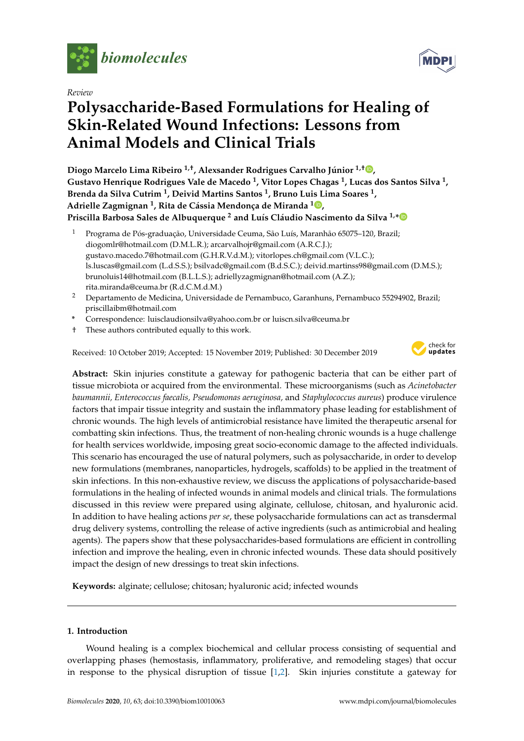biomolecules

MDPI

*Review*

# Polysaccharide-Based Formulations for Healing of Skin-Related Wound Infections: Lessons from Animal Models and Clinical Trials

**Diogo Marcelo Lima Ribeiro [1,†], Alexsander Rodrigues Carvalho Júnior [1,†], Gustavo Henrique Rodrigues Vale de Macedo [1], Vitor Lopes Chagas [1], Lucas dos Santos Silva [1], Brenda da Silva Cutrim [1], Deivid Martins Santos [1], Bruno Luis Lima Soares [1], Adrielle Zagmignan [1], Rita de Cássia Mendonça de Miranda [1], Priscilla Barbosa Sales de Albuquerque [2] and Luís Cláudio Nascimento da Silva [1,*]**

1 Programa de Pós-graduação, Universidade Ceuma, São Luís, Maranhão 65075–120, Brazil; diogomlr@hotmail.com (D.M.L.R.); arcarvalhojr@gmail.com (A.R.C.J.); gustavo.macedo.7@hotmail.com (G.H.R.V.d.M.); vitorlopes.ch@gmail.com (V.L.C.); ls.luscas@gmail.com (L.d.S.S.); bsilvadc@gmail.com (B.d.S.C.); deivid.martinss98@gmail.com (D.M.S.); brunoluis14@hotmail.com (B.L.L.S.); adriellyzagmignan@hotmail.com (A.Z.); rita.miranda@ceuma.br (R.d.C.M.d.M.)

2 Departamento de Medicina, Universidade de Pernambuco, Garanhuns, Pernambuco 55294902, Brazil; priscillaibm@hotmail.com

\* Correspondence: luisclaudionsilva@yahoo.com.br or luiscn.silva@ceuma.br

† These authors contributed equally to this work.

Received: 10 October 2019; Accepted: 15 November 2019; Published: 30 December 2019

**Abstract:** Skin injuries constitute a gateway for pathogenic bacteria that can be either part of tissue microbiota or acquired from the environmental. These microorganisms (such as *Acinetobacter baumannii, Enterococcus faecalis, Pseudomonas aeruginosa,* and *Staphylococcus aureus*) produce virulence factors that impair tissue integrity and sustain the inflammatory phase leading for establishment of chronic wounds. The high levels of antimicrobial resistance have limited the therapeutic arsenal for combatting skin infections. Thus, the treatment of non-healing chronic wounds is a huge challenge for health services worldwide, imposing great socio-economic damage to the affected individuals. This scenario has encouraged the use of natural polymers, such as polysaccharide, in order to develop new formulations (membranes, nanoparticles, hydrogels, scaffolds) to be applied in the treatment of skin infections. In this non-exhaustive review, we discuss the applications of polysaccharide-based formulations in the healing of infected wounds in animal models and clinical trials. The formulations discussed in this review were prepared using alginate, cellulose, chitosan, and hyaluronic acid. In addition to have healing actions *per se*, these polysaccharide formulations can act as transdermal drug delivery systems, controlling the release of active ingredients (such as antimicrobial and healing agents). The papers show that these polysaccharides-based formulations are efficient in controlling infection and improve the healing, even in chronic infected wounds. These data should positively impact the design of new dressings to treat skin infections.

**Keywords:** alginate; cellulose; chitosan; hyaluronic acid; infected wounds

## 1. Introduction

Wound healing is a complex biochemical and cellular process consisting of sequential and overlapping phases (hemostasis, inflammatory, proliferative, and remodeling stages) that occur in response to the physical disruption of tissue [1,2]. Skin injuries constitute a gateway for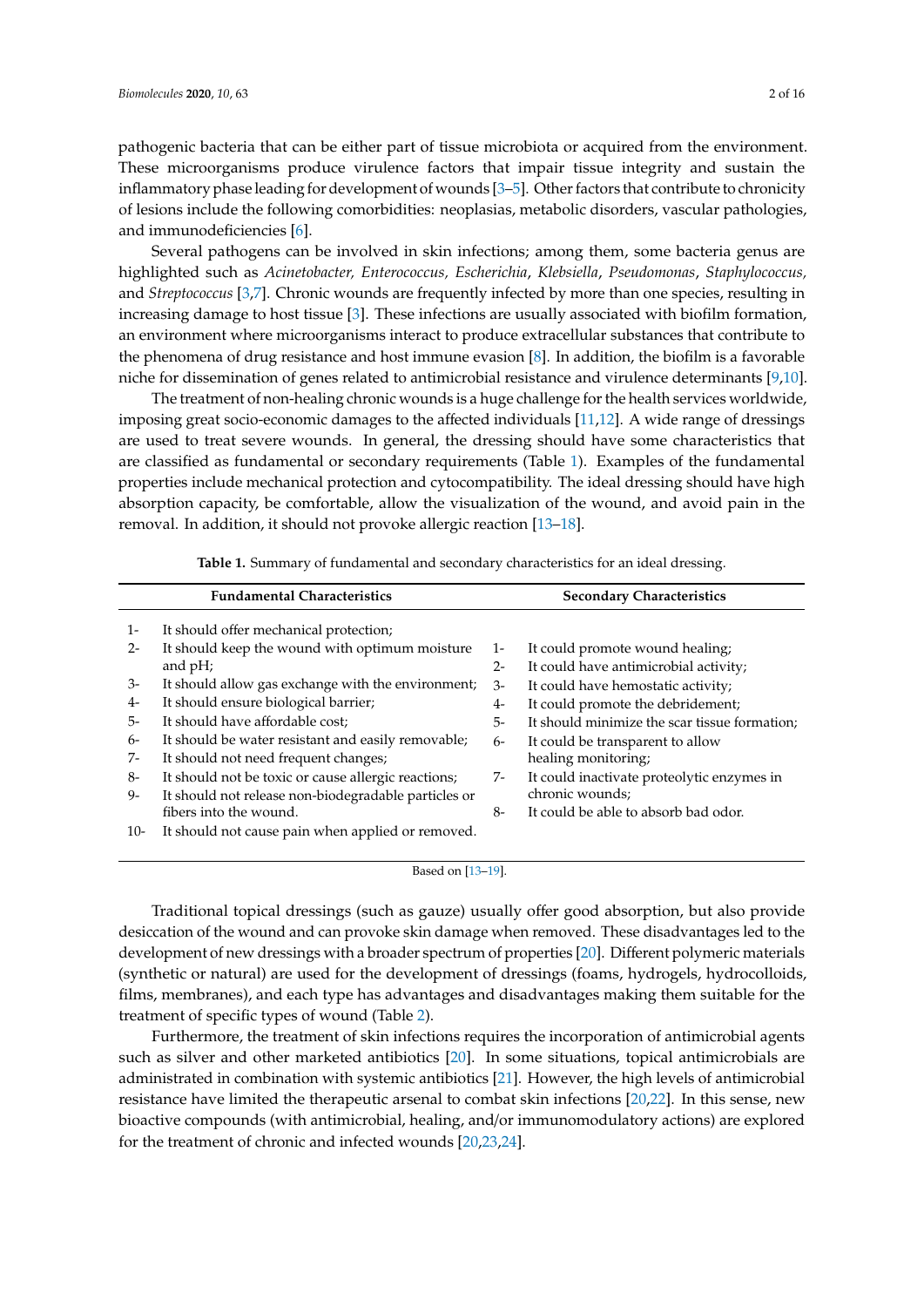pathogenic bacteria that can be either part of tissue microbiota or acquired from the environment. These microorganisms produce virulence factors that impair tissue integrity and sustain the inflammatory phase leading for development of wounds [3–5]. Other factors that contribute to chronicity of lesions include the following comorbidities: neoplasias, metabolic disorders, vascular pathologies, and immunodeficiencies [6].

Several pathogens can be involved in skin infections; among them, some bacteria genus are highlighted such as *Acinetobacter, Enterococcus, Escherichia*, *Klebsiella*, *Pseudomonas*, *Staphylococcus,* and *Streptococcus* [3,7]. Chronic wounds are frequently infected by more than one species, resulting in increasing damage to host tissue [3]. These infections are usually associated with biofilm formation, an environment where microorganisms interact to produce extracellular substances that contribute to the phenomena of drug resistance and host immune evasion [8]. In addition, the biofilm is a favorable niche for dissemination of genes related to antimicrobial resistance and virulence determinants [9,10].

The treatment of non-healing chronic wounds is a huge challenge for the health services worldwide, imposing great socio-economic damages to the affected individuals [11,12]. A wide range of dressings are used to treat severe wounds. In general, the dressing should have some characteristics that are classified as fundamental or secondary requirements (Table 1). Examples of the fundamental properties include mechanical protection and cytocompatibility. The ideal dressing should have high absorption capacity, be comfortable, allow the visualization of the wound, and avoid pain in the removal. In addition, it should not provoke allergic reaction [13–18].

**Table 1.** Summary of fundamental and secondary characteristics for an ideal dressing.

| Fundamental Characteristics | Secondary Characteristics |
|---|---|
| 1- It should offer mechanical protection; | |
| 2- It should keep the wound with optimum moisture and pH; | 1- It could promote wound healing; |
| 3- It should allow gas exchange with the environment; | 2- It could have antimicrobial activity; |
| 4- It should ensure biological barrier; | 3- It could have hemostatic activity; |
| 5- It should have affordable cost; | 4- It could promote the debridement; |
| 6- It should be water resistant and easily removable; | 5- It should minimize the scar tissue formation; |
| 7- It should not need frequent changes; | 6- It could be transparent to allow healing monitoring; |
| 8- It should not be toxic or cause allergic reactions; | 7- It could inactivate proteolytic enzymes in chronic wounds; |
| 9- It should not release non-biodegradable particles or fibers into the wound. | 8- It could be able to absorb bad odor. |
| 10- It should not cause pain when applied or removed. | |

Based on [13–19].

Traditional topical dressings (such as gauze) usually offer good absorption, but also provide desiccation of the wound and can provoke skin damage when removed. These disadvantages led to the development of new dressings with a broader spectrum of properties [20]. Different polymeric materials (synthetic or natural) are used for the development of dressings (foams, hydrogels, hydrocolloids, films, membranes), and each type has advantages and disadvantages making them suitable for the treatment of specific types of wound (Table 2).

Furthermore, the treatment of skin infections requires the incorporation of antimicrobial agents such as silver and other marketed antibiotics [20]. In some situations, topical antimicrobials are administrated in combination with systemic antibiotics [21]. However, the high levels of antimicrobial resistance have limited the therapeutic arsenal to combat skin infections [20,22]. In this sense, new bioactive compounds (with antimicrobial, healing, and/or immunomodulatory actions) are explored for the treatment of chronic and infected wounds [20,23,24].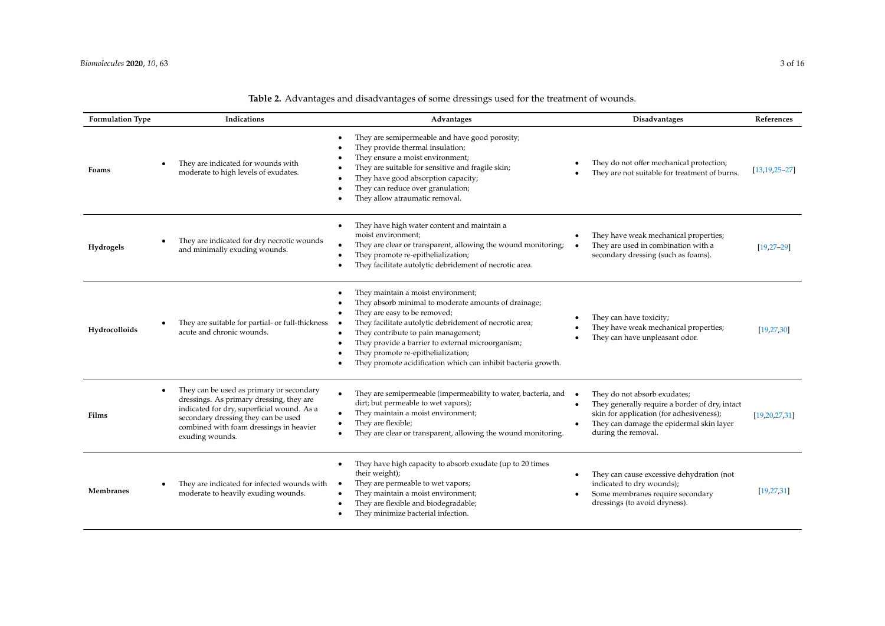**Table 2.** Advantages and disadvantages of some dressings used for the treatment of wounds.

| Formulation Type | Indications | Advantages | Disadvantages | References |
|---|---|---|---|---|
| **Foams** | • They are indicated for wounds with moderate to high levels of exudates. | • They are semipermeable and have good porosity;<br>• They provide thermal insulation;<br>• They ensure a moist environment;<br>• They are suitable for sensitive and fragile skin;<br>• They have good absorption capacity;<br>• They can reduce over granulation;<br>• They allow atraumatic removal. | • They do not offer mechanical protection;<br>• They are not suitable for treatment of burns. | [13,19,25–27] |
| **Hydrogels** | • They are indicated for dry necrotic wounds and minimally exuding wounds. | • They have high water content and maintain a moist environment;<br>• They are clear or transparent, allowing the wound monitoring;<br>• They promote re-epithelialization;<br>• They facilitate autolytic debridement of necrotic area. | • They have weak mechanical properties;<br>• They are used in combination with a secondary dressing (such as foams). | [19,27–29] |
| **Hydrocolloids** | • They are suitable for partial- or full-thickness acute and chronic wounds. | • They maintain a moist environment;<br>• They absorb minimal to moderate amounts of drainage;<br>• They are easy to be removed;<br>• They facilitate autolytic debridement of necrotic area;<br>• They contribute to pain management;<br>• They provide a barrier to external microorganism;<br>• They promote re-epithelialization;<br>• They promote acidification which can inhibit bacteria growth. | • They can have toxicity;<br>• They have weak mechanical properties;<br>• They can have unpleasant odor. | [19,27,30] |
| **Films** | • They can be used as primary or secondary dressings. As primary dressing, they are indicated for dry, superficial wound. As a secondary dressing they can be used combined with foam dressings in heavier exuding wounds. | • They are semipermeable (impermeability to water, bacteria, and dirt; but permeable to wet vapors);<br>• They maintain a moist environment;<br>• They are flexible;<br>• They are clear or transparent, allowing the wound monitoring. | • They do not absorb exudates;<br>• They generally require a border of dry, intact skin for application (for adhesiveness);<br>• They can damage the epidermal skin layer during the removal. | [19,20,27,31] |
| **Membranes** | • They are indicated for infected wounds with moderate to heavily exuding wounds. | • They have high capacity to absorb exudate (up to 20 times their weight);<br>• They are permeable to wet vapors;<br>• They maintain a moist environment;<br>• They are flexible and biodegradable;<br>• They minimize bacterial infection. | • They can cause excessive dehydration (not indicated to dry wounds);<br>• Some membranes require secondary dressings (to avoid dryness). | [19,27,31] |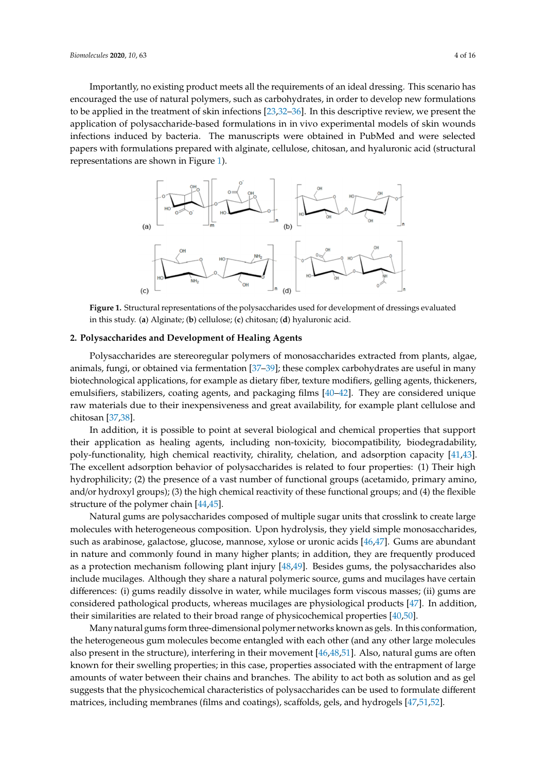Importantly, no existing product meets all the requirements of an ideal dressing. This scenario has encouraged the use of natural polymers, such as carbohydrates, in order to develop new formulations to be applied in the treatment of skin infections [23,32–36]. In this descriptive review, we present the application of polysaccharide-based formulations in in vivo experimental models of skin wounds infections induced by bacteria. The manuscripts were obtained in PubMed and were selected papers with formulations prepared with alginate, cellulose, chitosan, and hyaluronic acid (structural representations are shown in Figure 1).

**Figure 1.** Structural representations of the polysaccharides used for development of dressings evaluated in this study. (**a**) Alginate; (**b**) cellulose; (**c**) chitosan; (**d**) hyaluronic acid.

## 2. Polysaccharides and Development of Healing Agents

Polysaccharides are stereoregular polymers of monosaccharides extracted from plants, algae, animals, fungi, or obtained via fermentation [37–39]; these complex carbohydrates are useful in many biotechnological applications, for example as dietary fiber, texture modifiers, gelling agents, thickeners, emulsifiers, stabilizers, coating agents, and packaging films [40–42]. They are considered unique raw materials due to their inexpensiveness and great availability, for example plant cellulose and chitosan [37,38].

In addition, it is possible to point at several biological and chemical properties that support their application as healing agents, including non-toxicity, biocompatibility, biodegradability, poly-functionality, high chemical reactivity, chirality, chelation, and adsorption capacity [41,43]. The excellent adsorption behavior of polysaccharides is related to four properties: (1) Their high hydrophilicity; (2) the presence of a vast number of functional groups (acetamido, primary amino, and/or hydroxyl groups); (3) the high chemical reactivity of these functional groups; and (4) the flexible structure of the polymer chain [44,45].

Natural gums are polysaccharides composed of multiple sugar units that crosslink to create large molecules with heterogeneous composition. Upon hydrolysis, they yield simple monosaccharides, such as arabinose, galactose, glucose, mannose, xylose or uronic acids [46,47]. Gums are abundant in nature and commonly found in many higher plants; in addition, they are frequently produced as a protection mechanism following plant injury [48,49]. Besides gums, the polysaccharides also include mucilages. Although they share a natural polymeric source, gums and mucilages have certain differences: (i) gums readily dissolve in water, while mucilages form viscous masses; (ii) gums are considered pathological products, whereas mucilages are physiological products [47]. In addition, their similarities are related to their broad range of physicochemical properties [40,50].

Many natural gums form three-dimensional polymer networks known as gels. In this conformation, the heterogeneous gum molecules become entangled with each other (and any other large molecules also present in the structure), interfering in their movement [46,48,51]. Also, natural gums are often known for their swelling properties; in this case, properties associated with the entrapment of large amounts of water between their chains and branches. The ability to act both as solution and as gel suggests that the physicochemical characteristics of polysaccharides can be used to formulate different matrices, including membranes (films and coatings), scaffolds, gels, and hydrogels [47,51,52].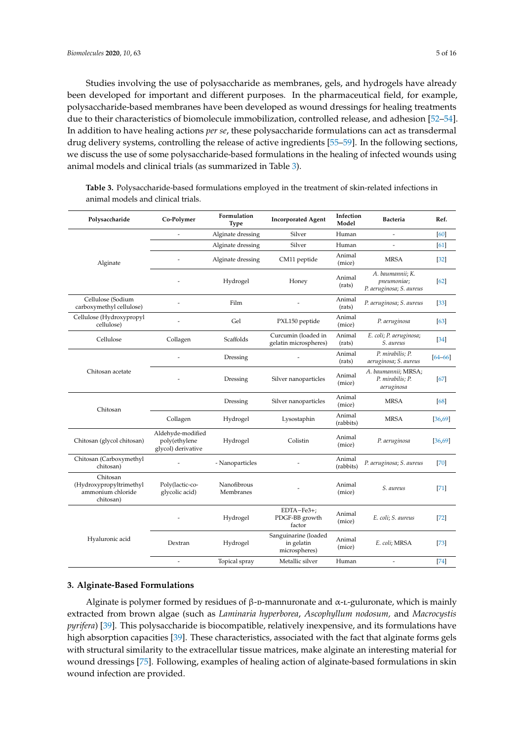Studies involving the use of polysaccharide as membranes, gels, and hydrogels have already been developed for important and different purposes. In the pharmaceutical field, for example, polysaccharide-based membranes have been developed as wound dressings for healing treatments due to their characteristics of biomolecule immobilization, controlled release, and adhesion [52–54]. In addition to have healing actions *per se*, these polysaccharide formulations can act as transdermal drug delivery systems, controlling the release of active ingredients [55–59]. In the following sections, we discuss the use of some polysaccharide-based formulations in the healing of infected wounds using animal models and clinical trials (as summarized in Table 3).

**Table 3.** Polysaccharide-based formulations employed in the treatment of skin-related infections in animal models and clinical trials.

| Polysaccharide | Co-Polymer | Formulation Type | Incorporated Agent | Infection Model | Bacteria | Ref. |
|---|---|---|---|---|---|---|
| Alginate | - | Alginate dressing | Silver | Human | - | [60] |
| | | Alginate dressing | Silver | Human | - | [61] |
| | - | Alginate dressing | CM11 peptide | Animal (mice) | MRSA | [32] |
| | - | Hydrogel | Honey | Animal (rats) | *A. baumannii*; *K. pneumoniae*; *P. aeruginosa*; *S. aureus* | [62] |
| Cellulose (Sodium carboxymethyl cellulose) | - | Film | - | Animal (rats) | *P. aeruginosa*; *S. aureus* | [33] |
| Cellulose (Hydroxypropyl cellulose) | - | Gel | PXL150 peptide | Animal (mice) | *P. aeruginosa* | [63] |
| Cellulose | Collagen | Scaffolds | Curcumin (loaded in gelatin microspheres) | Animal (rats) | *E. coli*; *P. aeruginosa*; *S. aureus* | [34] |
| Chitosan acetate | - | Dressing | - | Animal (rats) | *P. mirabilis*; *P. aeruginosa*; *S. aureus* | [64–66] |
| | - | Dressing | Silver nanoparticles | Animal (mice) | *A. baumannii*; MRSA; *P. mirabilis*; *P. aeruginosa* | [67] |
| Chitosan | | Dressing | Silver nanoparticles | Animal (mice) | MRSA | [68] |
| | Collagen | Hydrogel | Lysostaphin | Animal (rabbits) | MRSA | [36,69] |
| Chitosan (glycol chitosan) | Aldehyde-modified poly(ethylene glycol) derivative | Hydrogel | Colistin | Animal (mice) | *P. aeruginosa* | [36,69] |
| Chitosan (Carboxymethyl chitosan) | - | - Nanoparticles | - | Animal (rabbits) | *P. aeruginosa*; *S. aureus* | [70] |
| Chitosan (Hydroxypropyltrimethyl ammonium chloride chitosan) | Poly(lactic-co-glycolic acid) | Nanofibrous Membranes | - | Animal (mice) | *S. aureus* | [71] |
| Hyaluronic acid | - | Hydrogel | EDTA−$Fe^{3+}$; PDGF-BB growth factor | Animal (mice) | *E. coli*; *S. aureus* | [72] |
| | Dextran | Hydrogel | Sanguinarine (loaded in gelatin microspheres) | Animal (mice) | *E. coli*; MRSA | [73] |
| | - | Topical spray | Metallic silver | Human | - | [74] |

## 3. Alginate-Based Formulations

Alginate is polymer formed by residues of β-D-mannuronate and α-L-guluronate, which is mainly extracted from brown algae (such as *Laminaria hyperborea*, *Ascophyllum nodosum,* and *Macrocystis pyrifera*) [39]. This polysaccharide is biocompatible, relatively inexpensive, and its formulations have high absorption capacities [39]. These characteristics, associated with the fact that alginate forms gels with structural similarity to the extracellular tissue matrices, make alginate an interesting material for wound dressings [75]. Following, examples of healing action of alginate-based formulations in skin wound infection are provided.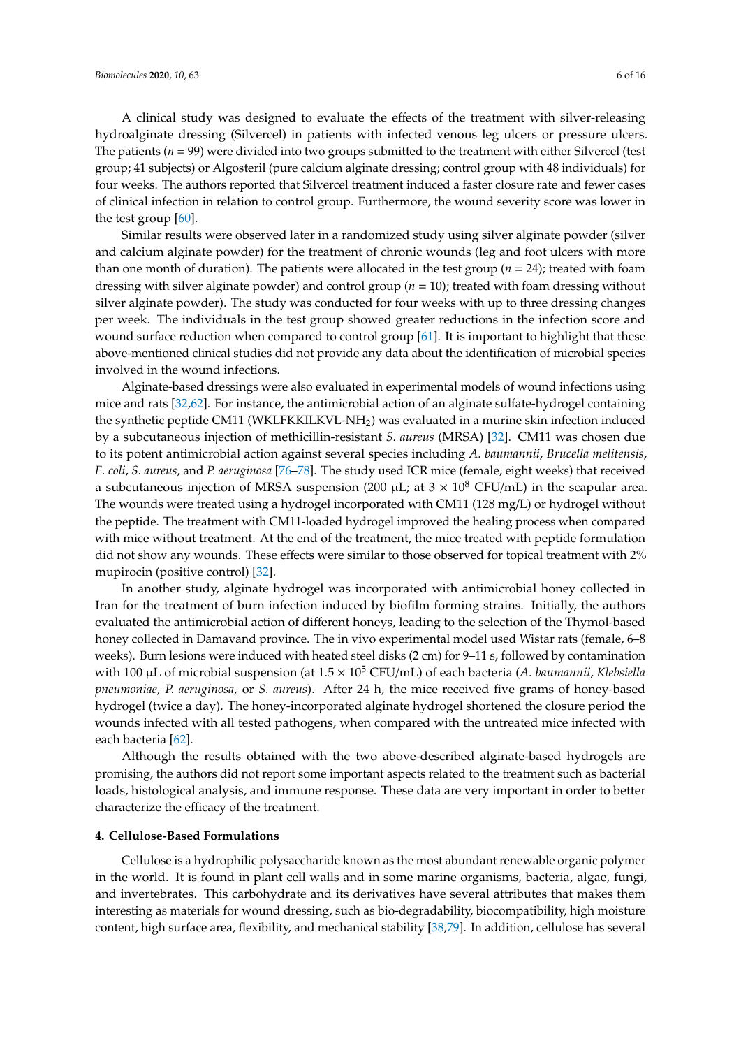A clinical study was designed to evaluate the effects of the treatment with silver-releasing hydroalginate dressing (Silvercel) in patients with infected venous leg ulcers or pressure ulcers. The patients ($n = 99$) were divided into two groups submitted to the treatment with either Silvercel (test group; 41 subjects) or Algosteril (pure calcium alginate dressing; control group with 48 individuals) for four weeks. The authors reported that Silvercel treatment induced a faster closure rate and fewer cases of clinical infection in relation to control group. Furthermore, the wound severity score was lower in the test group [60].

Similar results were observed later in a randomized study using silver alginate powder (silver and calcium alginate powder) for the treatment of chronic wounds (leg and foot ulcers with more than one month of duration). The patients were allocated in the test group ($n = 24$); treated with foam dressing with silver alginate powder) and control group ($n = 10$); treated with foam dressing without silver alginate powder). The study was conducted for four weeks with up to three dressing changes per week. The individuals in the test group showed greater reductions in the infection score and wound surface reduction when compared to control group [61]. It is important to highlight that these above-mentioned clinical studies did not provide any data about the identification of microbial species involved in the wound infections.

Alginate-based dressings were also evaluated in experimental models of wound infections using mice and rats [32,62]. For instance, the antimicrobial action of an alginate sulfate-hydrogel containing the synthetic peptide CM11 (WKLFKKILKVL-$NH_2$) was evaluated in a murine skin infection induced by a subcutaneous injection of methicillin-resistant *S. aureus* (MRSA) [32]. CM11 was chosen due to its potent antimicrobial action against several species including *A. baumannii*, *Brucella melitensis*, *E. coli*, *S. aureus*, and *P. aeruginosa* [76–78]. The study used ICR mice (female, eight weeks) that received a subcutaneous injection of MRSA suspension (200 μL; at $3 \times 10^8$ CFU/mL) in the scapular area. The wounds were treated using a hydrogel incorporated with CM11 (128 mg/L) or hydrogel without the peptide. The treatment with CM11-loaded hydrogel improved the healing process when compared with mice without treatment. At the end of the treatment, the mice treated with peptide formulation did not show any wounds. These effects were similar to those observed for topical treatment with 2% mupirocin (positive control) [32].

In another study, alginate hydrogel was incorporated with antimicrobial honey collected in Iran for the treatment of burn infection induced by biofilm forming strains. Initially, the authors evaluated the antimicrobial action of different honeys, leading to the selection of the Thymol-based honey collected in Damavand province. The in vivo experimental model used Wistar rats (female, 6–8 weeks). Burn lesions were induced with heated steel disks (2 cm) for 9–11 s, followed by contamination with 100 μL of microbial suspension (at $1.5 \times 10^5$ CFU/mL) of each bacteria (*A. baumannii*, *Klebsiella pneumoniae*, *P. aeruginosa,* or *S. aureus*). After 24 h, the mice received five grams of honey-based hydrogel (twice a day). The honey-incorporated alginate hydrogel shortened the closure period the wounds infected with all tested pathogens, when compared with the untreated mice infected with each bacteria [62].

Although the results obtained with the two above-described alginate-based hydrogels are promising, the authors did not report some important aspects related to the treatment such as bacterial loads, histological analysis, and immune response. These data are very important in order to better characterize the efficacy of the treatment.

## 4. Cellulose-Based Formulations

Cellulose is a hydrophilic polysaccharide known as the most abundant renewable organic polymer in the world. It is found in plant cell walls and in some marine organisms, bacteria, algae, fungi, and invertebrates. This carbohydrate and its derivatives have several attributes that makes them interesting as materials for wound dressing, such as bio-degradability, biocompatibility, high moisture content, high surface area, flexibility, and mechanical stability [38,79]. In addition, cellulose has several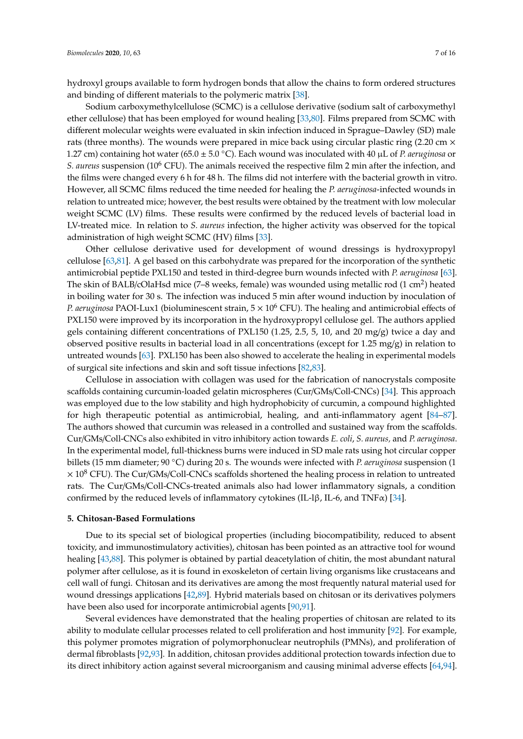hydroxyl groups available to form hydrogen bonds that allow the chains to form ordered structures and binding of different materials to the polymeric matrix [38].

Sodium carboxymethylcellulose (SCMC) is a cellulose derivative (sodium salt of carboxymethyl ether cellulose) that has been employed for wound healing [33,80]. Films prepared from SCMC with different molecular weights were evaluated in skin infection induced in Sprague–Dawley (SD) male rats (three months). The wounds were prepared in mice back using circular plastic ring (2.20 cm × 1.27 cm) containing hot water (65.0 ± 5.0 °C). Each wound was inoculated with 40 µL of *P. aeruginosa* or *S. aureus* suspension ($10^6$ CFU). The animals received the respective film 2 min after the infection, and the films were changed every 6 h for 48 h. The films did not interfere with the bacterial growth in vitro. However, all SCMC films reduced the time needed for healing the *P. aeruginosa*-infected wounds in relation to untreated mice; however, the best results were obtained by the treatment with low molecular weight SCMC (LV) films. These results were confirmed by the reduced levels of bacterial load in LV-treated mice. In relation to *S. aureus* infection, the higher activity was observed for the topical administration of high weight SCMC (HV) films [33].

Other cellulose derivative used for development of wound dressings is hydroxypropyl cellulose [63,81]. A gel based on this carbohydrate was prepared for the incorporation of the synthetic antimicrobial peptide PXL150 and tested in third-degree burn wounds infected with *P. aeruginosa* [63]. The skin of BALB/cOlaHsd mice (7–8 weeks, female) was wounded using metallic rod (1 $cm^2$) heated in boiling water for 30 s. The infection was induced 5 min after wound induction by inoculation of *P. aeruginosa* PAOI-Lux1 (bioluminescent strain, $5 \times 10^6$ CFU). The healing and antimicrobial effects of PXL150 were improved by its incorporation in the hydroxypropyl cellulose gel. The authors applied gels containing different concentrations of PXL150 (1.25, 2.5, 5, 10, and 20 mg/g) twice a day and observed positive results in bacterial load in all concentrations (except for 1.25 mg/g) in relation to untreated wounds [63]. PXL150 has been also showed to accelerate the healing in experimental models of surgical site infections and skin and soft tissue infections [82,83].

Cellulose in association with collagen was used for the fabrication of nanocrystals composite scaffolds containing curcumin-loaded gelatin microspheres (Cur/GMs/Coll-CNCs) [34]. This approach was employed due to the low stability and high hydrophobicity of curcumin, a compound highlighted for high therapeutic potential as antimicrobial, healing, and anti-inflammatory agent [84–87]. The authors showed that curcumin was released in a controlled and sustained way from the scaffolds. Cur/GMs/Coll-CNCs also exhibited in vitro inhibitory action towards *E. coli*, *S. aureus,* and *P. aeruginosa*. In the experimental model, full-thickness burns were induced in SD male rats using hot circular copper billets (15 mm diameter; 90 °C) during 20 s. The wounds were infected with *P. aeruginosa* suspension ($1 \times 10^8$ CFU). The Cur/GMs/Coll-CNCs scaffolds shortened the healing process in relation to untreated rats. The Cur/GMs/Coll-CNCs-treated animals also had lower inflammatory signals, a condition confirmed by the reduced levels of inflammatory cytokines (IL-lβ, IL-6, and TNFα) [34].

## 5. Chitosan-Based Formulations

Due to its special set of biological properties (including biocompatibility, reduced to absent toxicity, and immunostimulatory activities), chitosan has been pointed as an attractive tool for wound healing [43,88]. This polymer is obtained by partial deacetylation of chitin, the most abundant natural polymer after cellulose, as it is found in exoskeleton of certain living organisms like crustaceans and cell wall of fungi. Chitosan and its derivatives are among the most frequently natural material used for wound dressings applications [42,89]. Hybrid materials based on chitosan or its derivatives polymers have been also used for incorporate antimicrobial agents [90,91].

Several evidences have demonstrated that the healing properties of chitosan are related to its ability to modulate cellular processes related to cell proliferation and host immunity [92]. For example, this polymer promotes migration of polymorphonuclear neutrophils (PMNs), and proliferation of dermal fibroblasts [92,93]. In addition, chitosan provides additional protection towards infection due to its direct inhibitory action against several microorganism and causing minimal adverse effects [64,94].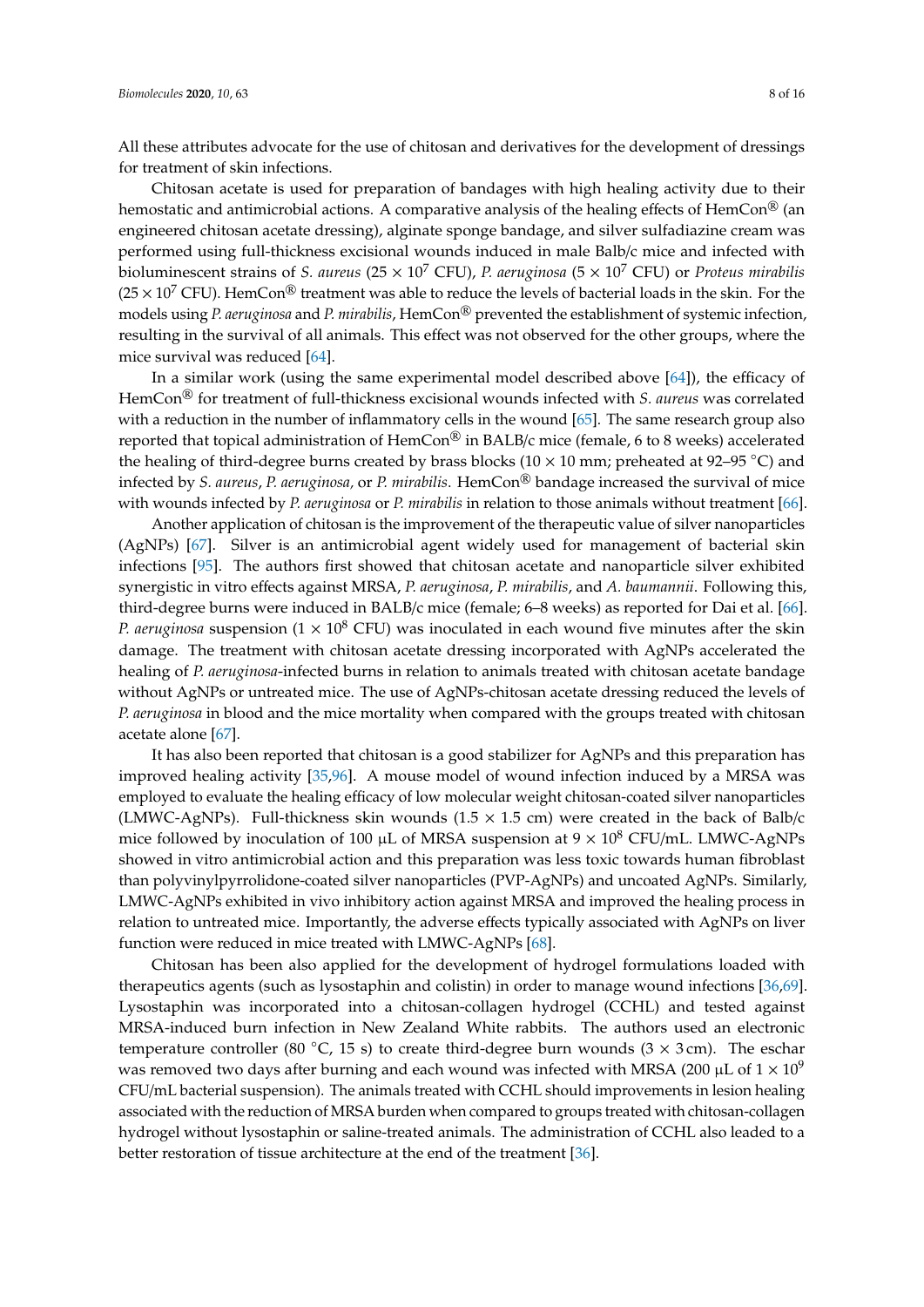All these attributes advocate for the use of chitosan and derivatives for the development of dressings for treatment of skin infections.

Chitosan acetate is used for preparation of bandages with high healing activity due to their hemostatic and antimicrobial actions. A comparative analysis of the healing effects of HemCon® (an engineered chitosan acetate dressing), alginate sponge bandage, and silver sulfadiazine cream was performed using full-thickness excisional wounds induced in male Balb/c mice and infected with bioluminescent strains of *S. aureus* ($25 \times 10^7$ CFU), *P. aeruginosa* ($5 \times 10^7$ CFU) or *Proteus mirabilis* ($25 \times 10^7$ CFU). HemCon® treatment was able to reduce the levels of bacterial loads in the skin. For the models using *P. aeruginosa* and *P. mirabilis*, HemCon® prevented the establishment of systemic infection, resulting in the survival of all animals. This effect was not observed for the other groups, where the mice survival was reduced [64].

In a similar work (using the same experimental model described above [64]), the efficacy of HemCon® for treatment of full-thickness excisional wounds infected with *S. aureus* was correlated with a reduction in the number of inflammatory cells in the wound [65]. The same research group also reported that topical administration of HemCon® in BALB/c mice (female, 6 to 8 weeks) accelerated the healing of third-degree burns created by brass blocks ($10 \times 10$ mm; preheated at 92–95 °C) and infected by *S. aureus*, *P. aeruginosa,* or *P. mirabilis*. HemCon® bandage increased the survival of mice with wounds infected by *P. aeruginosa* or *P. mirabilis* in relation to those animals without treatment [66].

Another application of chitosan is the improvement of the therapeutic value of silver nanoparticles (AgNPs) [67]. Silver is an antimicrobial agent widely used for management of bacterial skin infections [95]. The authors first showed that chitosan acetate and nanoparticle silver exhibited synergistic in vitro effects against MRSA, *P. aeruginosa*, *P. mirabilis*, and *A. baumannii*. Following this, third-degree burns were induced in BALB/c mice (female; 6–8 weeks) as reported for Dai et al. [66]. *P. aeruginosa* suspension ($1 \times 10^8$ CFU) was inoculated in each wound five minutes after the skin damage. The treatment with chitosan acetate dressing incorporated with AgNPs accelerated the healing of *P. aeruginosa*-infected burns in relation to animals treated with chitosan acetate bandage without AgNPs or untreated mice. The use of AgNPs-chitosan acetate dressing reduced the levels of *P. aeruginosa* in blood and the mice mortality when compared with the groups treated with chitosan acetate alone [67].

It has also been reported that chitosan is a good stabilizer for AgNPs and this preparation has improved healing activity [35,96]. A mouse model of wound infection induced by a MRSA was employed to evaluate the healing efficacy of low molecular weight chitosan-coated silver nanoparticles (LMWC-AgNPs). Full-thickness skin wounds ($1.5 \times 1.5$ cm) were created in the back of Balb/c mice followed by inoculation of 100 µL of MRSA suspension at $9 \times 10^8$ CFU/mL. LMWC-AgNPs showed in vitro antimicrobial action and this preparation was less toxic towards human fibroblast than polyvinylpyrrolidone-coated silver nanoparticles (PVP-AgNPs) and uncoated AgNPs. Similarly, LMWC-AgNPs exhibited in vivo inhibitory action against MRSA and improved the healing process in relation to untreated mice. Importantly, the adverse effects typically associated with AgNPs on liver function were reduced in mice treated with LMWC-AgNPs [68].

Chitosan has been also applied for the development of hydrogel formulations loaded with therapeutics agents (such as lysostaphin and colistin) in order to manage wound infections [36,69]. Lysostaphin was incorporated into a chitosan-collagen hydrogel (CCHL) and tested against MRSA-induced burn infection in New Zealand White rabbits. The authors used an electronic temperature controller (80 °C, 15 s) to create third-degree burn wounds ($3 \times 3$ cm). The eschar was removed two days after burning and each wound was infected with MRSA (200 µL of $1 \times 10^9$ CFU/mL bacterial suspension). The animals treated with CCHL should improvements in lesion healing associated with the reduction of MRSA burden when compared to groups treated with chitosan-collagen hydrogel without lysostaphin or saline-treated animals. The administration of CCHL also leaded to a better restoration of tissue architecture at the end of the treatment [36].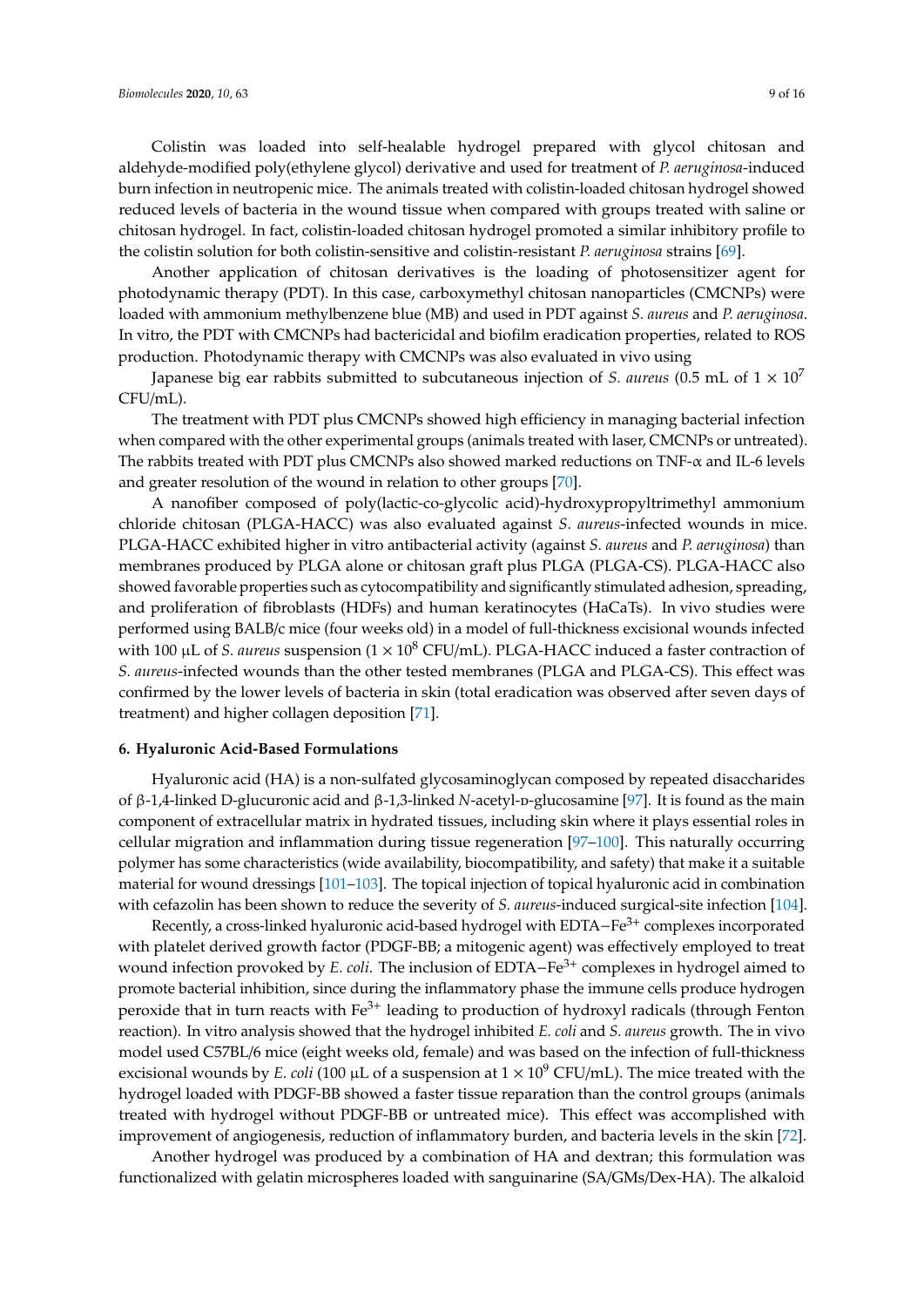Colistin was loaded into self-healable hydrogel prepared with glycol chitosan and aldehyde-modified poly(ethylene glycol) derivative and used for treatment of *P. aeruginosa*-induced burn infection in neutropenic mice. The animals treated with colistin-loaded chitosan hydrogel showed reduced levels of bacteria in the wound tissue when compared with groups treated with saline or chitosan hydrogel. In fact, colistin-loaded chitosan hydrogel promoted a similar inhibitory profile to the colistin solution for both colistin-sensitive and colistin-resistant *P. aeruginosa* strains [69].

Another application of chitosan derivatives is the loading of photosensitizer agent for photodynamic therapy (PDT). In this case, carboxymethyl chitosan nanoparticles (CMCNPs) were loaded with ammonium methylbenzene blue (MB) and used in PDT against *S. aureus* and *P. aeruginosa*. In vitro, the PDT with CMCNPs had bactericidal and biofilm eradication properties, related to ROS production. Photodynamic therapy with CMCNPs was also evaluated in vivo using

Japanese big ear rabbits submitted to subcutaneous injection of *S. aureus* (0.5 mL of $1 \times 10^7$ CFU/mL).

The treatment with PDT plus CMCNPs showed high efficiency in managing bacterial infection when compared with the other experimental groups (animals treated with laser, CMCNPs or untreated). The rabbits treated with PDT plus CMCNPs also showed marked reductions on TNF-α and IL-6 levels and greater resolution of the wound in relation to other groups [70].

A nanofiber composed of poly(lactic-co-glycolic acid)-hydroxypropyltrimethyl ammonium chloride chitosan (PLGA-HACC) was also evaluated against *S. aureus*-infected wounds in mice. PLGA-HACC exhibited higher in vitro antibacterial activity (against *S. aureus* and *P. aeruginosa*) than membranes produced by PLGA alone or chitosan graft plus PLGA (PLGA-CS). PLGA-HACC also showed favorable properties such as cytocompatibility and significantly stimulated adhesion, spreading, and proliferation of fibroblasts (HDFs) and human keratinocytes (HaCaTs). In vivo studies were performed using BALB/c mice (four weeks old) in a model of full-thickness excisional wounds infected with 100 μL of *S. aureus* suspension ($1 \times 10^8$ CFU/mL). PLGA-HACC induced a faster contraction of *S. aureus*-infected wounds than the other tested membranes (PLGA and PLGA-CS). This effect was confirmed by the lower levels of bacteria in skin (total eradication was observed after seven days of treatment) and higher collagen deposition [71].

### 6. Hyaluronic Acid-Based Formulations

Hyaluronic acid (HA) is a non-sulfated glycosaminoglycan composed by repeated disaccharides of β-1,4-linked D-glucuronic acid and β-1,3-linked *N*-acetyl-D-glucosamine [97]. It is found as the main component of extracellular matrix in hydrated tissues, including skin where it plays essential roles in cellular migration and inflammation during tissue regeneration [97–100]. This naturally occurring polymer has some characteristics (wide availability, biocompatibility, and safety) that make it a suitable material for wound dressings [101–103]. The topical injection of topical hyaluronic acid in combination with cefazolin has been shown to reduce the severity of *S. aureus*-induced surgical-site infection [104].

Recently, a cross-linked hyaluronic acid-based hydrogel with EDTA−$Fe^{3+}$ complexes incorporated with platelet derived growth factor (PDGF-BB; a mitogenic agent) was effectively employed to treat wound infection provoked by *E. coli*. The inclusion of EDTA−$Fe^{3+}$ complexes in hydrogel aimed to promote bacterial inhibition, since during the inflammatory phase the immune cells produce hydrogen peroxide that in turn reacts with $Fe^{3+}$ leading to production of hydroxyl radicals (through Fenton reaction). In vitro analysis showed that the hydrogel inhibited *E. coli* and *S. aureus* growth. The in vivo model used C57BL/6 mice (eight weeks old, female) and was based on the infection of full-thickness excisional wounds by *E. coli* (100 μL of a suspension at $1 \times 10^9$ CFU/mL). The mice treated with the hydrogel loaded with PDGF-BB showed a faster tissue reparation than the control groups (animals treated with hydrogel without PDGF-BB or untreated mice). This effect was accomplished with improvement of angiogenesis, reduction of inflammatory burden, and bacteria levels in the skin [72].

Another hydrogel was produced by a combination of HA and dextran; this formulation was functionalized with gelatin microspheres loaded with sanguinarine (SA/GMs/Dex-HA). The alkaloid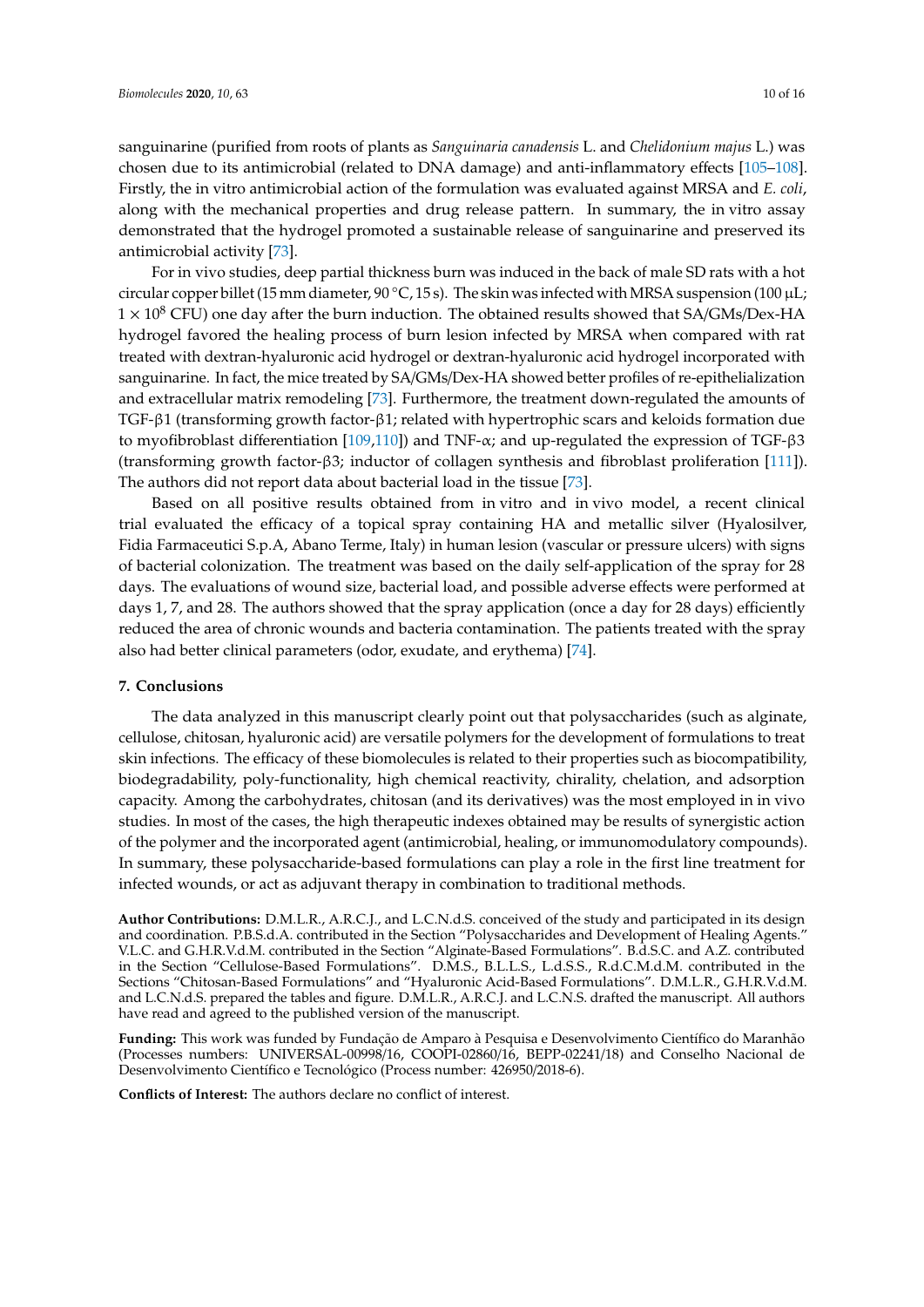sanguinarine (purified from roots of plants as *Sanguinaria canadensis* L. and *Chelidonium majus* L.) was chosen due to its antimicrobial (related to DNA damage) and anti-inflammatory effects [105–108]. Firstly, the in vitro antimicrobial action of the formulation was evaluated against MRSA and *E. coli*, along with the mechanical properties and drug release pattern. In summary, the in vitro assay demonstrated that the hydrogel promoted a sustainable release of sanguinarine and preserved its antimicrobial activity [73].

For in vivo studies, deep partial thickness burn was induced in the back of male SD rats with a hot circular copper billet (15 mm diameter, 90 °C, 15 s). The skin was infected with MRSA suspension (100 μL; $1 \times 10^8$ CFU) one day after the burn induction. The obtained results showed that SA/GMs/Dex-HA hydrogel favored the healing process of burn lesion infected by MRSA when compared with rat treated with dextran-hyaluronic acid hydrogel or dextran-hyaluronic acid hydrogel incorporated with sanguinarine. In fact, the mice treated by SA/GMs/Dex-HA showed better profiles of re-epithelialization and extracellular matrix remodeling [73]. Furthermore, the treatment down-regulated the amounts of TGF-β1 (transforming growth factor-β1; related with hypertrophic scars and keloids formation due to myofibroblast differentiation [109,110]) and TNF-α; and up-regulated the expression of TGF-β3 (transforming growth factor-β3; inductor of collagen synthesis and fibroblast proliferation [111]). The authors did not report data about bacterial load in the tissue [73].

Based on all positive results obtained from in vitro and in vivo model, a recent clinical trial evaluated the efficacy of a topical spray containing HA and metallic silver (Hyalosilver, Fidia Farmaceutici S.p.A, Abano Terme, Italy) in human lesion (vascular or pressure ulcers) with signs of bacterial colonization. The treatment was based on the daily self-application of the spray for 28 days. The evaluations of wound size, bacterial load, and possible adverse effects were performed at days 1, 7, and 28. The authors showed that the spray application (once a day for 28 days) efficiently reduced the area of chronic wounds and bacteria contamination. The patients treated with the spray also had better clinical parameters (odor, exudate, and erythema) [74].

## 7. Conclusions

The data analyzed in this manuscript clearly point out that polysaccharides (such as alginate, cellulose, chitosan, hyaluronic acid) are versatile polymers for the development of formulations to treat skin infections. The efficacy of these biomolecules is related to their properties such as biocompatibility, biodegradability, poly-functionality, high chemical reactivity, chirality, chelation, and adsorption capacity. Among the carbohydrates, chitosan (and its derivatives) was the most employed in in vivo studies. In most of the cases, the high therapeutic indexes obtained may be results of synergistic action of the polymer and the incorporated agent (antimicrobial, healing, or immunomodulatory compounds). In summary, these polysaccharide-based formulations can play a role in the first line treatment for infected wounds, or act as adjuvant therapy in combination to traditional methods.

**Author Contributions:** D.M.L.R., A.R.C.J., and L.C.N.d.S. conceived of the study and participated in its design and coordination. P.B.S.d.A. contributed in the Section "Polysaccharides and Development of Healing Agents." V.L.C. and G.H.R.V.d.M. contributed in the Section "Alginate-Based Formulations". B.d.S.C. and A.Z. contributed in the Section "Cellulose-Based Formulations". D.M.S., B.L.L.S., L.d.S.S., R.d.C.M.d.M. contributed in the Sections "Chitosan-Based Formulations" and "Hyaluronic Acid-Based Formulations". D.M.L.R., G.H.R.V.d.M. and L.C.N.d.S. prepared the tables and figure. D.M.L.R., A.R.C.J. and L.C.N.S. drafted the manuscript. All authors have read and agreed to the published version of the manuscript.

**Funding:** This work was funded by Fundação de Amparo à Pesquisa e Desenvolvimento Científico do Maranhão (Processes numbers: UNIVERSAL-00998/16, COOPI-02860/16, BEPP-02241/18) and Conselho Nacional de Desenvolvimento Científico e Tecnológico (Process number: 426950/2018-6).

**Conflicts of Interest:** The authors declare no conflict of interest.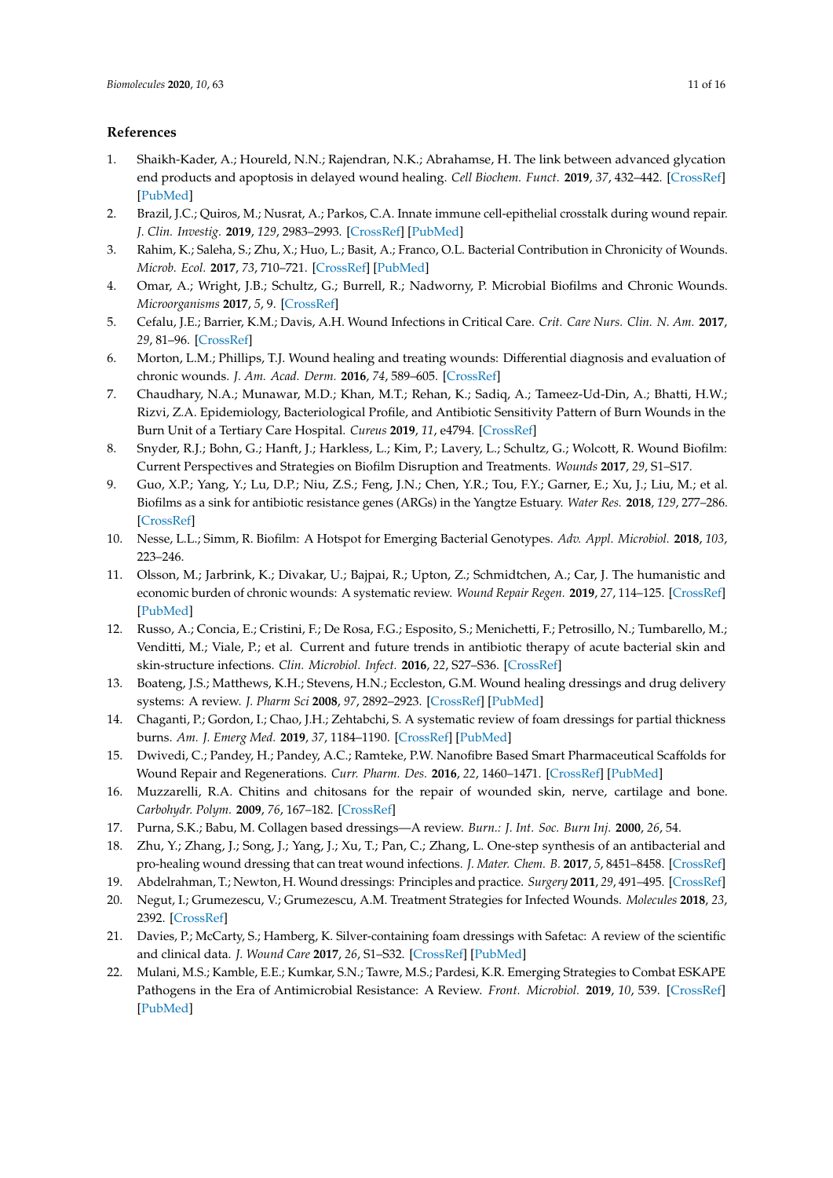## References

1. Shaikh-Kader, A.; Houreld, N.N.; Rajendran, N.K.; Abrahamse, H. The link between advanced glycation end products and apoptosis in delayed wound healing. *Cell Biochem. Funct.* **2019**, *37*, 432–442. [CrossRef] [PubMed]
2. Brazil, J.C.; Quiros, M.; Nusrat, A.; Parkos, C.A. Innate immune cell-epithelial crosstalk during wound repair. *J. Clin. Investig.* **2019**, *129*, 2983–2993. [CrossRef] [PubMed]
3. Rahim, K.; Saleha, S.; Zhu, X.; Huo, L.; Basit, A.; Franco, O.L. Bacterial Contribution in Chronicity of Wounds. *Microb. Ecol.* **2017**, *73*, 710–721. [CrossRef] [PubMed]
4. Omar, A.; Wright, J.B.; Schultz, G.; Burrell, R.; Nadworny, P. Microbial Biofilms and Chronic Wounds. *Microorganisms* **2017**, *5*, 9. [CrossRef]
5. Cefalu, J.E.; Barrier, K.M.; Davis, A.H. Wound Infections in Critical Care. *Crit. Care Nurs. Clin. N. Am.* **2017**, *29*, 81–96. [CrossRef]
6. Morton, L.M.; Phillips, T.J. Wound healing and treating wounds: Differential diagnosis and evaluation of chronic wounds. *J. Am. Acad. Derm.* **2016**, *74*, 589–605. [CrossRef]
7. Chaudhary, N.A.; Munawar, M.D.; Khan, M.T.; Rehan, K.; Sadiq, A.; Tameez-Ud-Din, A.; Bhatti, H.W.; Rizvi, Z.A. Epidemiology, Bacteriological Profile, and Antibiotic Sensitivity Pattern of Burn Wounds in the Burn Unit of a Tertiary Care Hospital. *Cureus* **2019**, *11*, e4794. [CrossRef]
8. Snyder, R.J.; Bohn, G.; Hanft, J.; Harkless, L.; Kim, P.; Lavery, L.; Schultz, G.; Wolcott, R. Wound Biofilm: Current Perspectives and Strategies on Biofilm Disruption and Treatments. *Wounds* **2017**, *29*, S1–S17.
9. Guo, X.P.; Yang, Y.; Lu, D.P.; Niu, Z.S.; Feng, J.N.; Chen, Y.R.; Tou, F.Y.; Garner, E.; Xu, J.; Liu, M.; et al. Biofilms as a sink for antibiotic resistance genes (ARGs) in the Yangtze Estuary. *Water Res.* **2018**, *129*, 277–286. [CrossRef]
10. Nesse, L.L.; Simm, R. Biofilm: A Hotspot for Emerging Bacterial Genotypes. *Adv. Appl. Microbiol.* **2018**, *103*, 223–246.
11. Olsson, M.; Jarbrink, K.; Divakar, U.; Bajpai, R.; Upton, Z.; Schmidtchen, A.; Car, J. The humanistic and economic burden of chronic wounds: A systematic review. *Wound Repair Regen.* **2019**, *27*, 114–125. [CrossRef] [PubMed]
12. Russo, A.; Concia, E.; Cristini, F.; De Rosa, F.G.; Esposito, S.; Menichetti, F.; Petrosillo, N.; Tumbarello, M.; Venditti, M.; Viale, P.; et al. Current and future trends in antibiotic therapy of acute bacterial skin and skin-structure infections. *Clin. Microbiol. Infect.* **2016**, *22*, S27–S36. [CrossRef]
13. Boateng, J.S.; Matthews, K.H.; Stevens, H.N.; Eccleston, G.M. Wound healing dressings and drug delivery systems: A review. *J. Pharm Sci* **2008**, *97*, 2892–2923. [CrossRef] [PubMed]
14. Chaganti, P.; Gordon, I.; Chao, J.H.; Zehtabchi, S. A systematic review of foam dressings for partial thickness burns. *Am. J. Emerg Med.* **2019**, *37*, 1184–1190. [CrossRef] [PubMed]
15. Dwivedi, C.; Pandey, H.; Pandey, A.C.; Ramteke, P.W. Nanofibre Based Smart Pharmaceutical Scaffolds for Wound Repair and Regenerations. *Curr. Pharm. Des.* **2016**, *22*, 1460–1471. [CrossRef] [PubMed]
16. Muzzarelli, R.A. Chitins and chitosans for the repair of wounded skin, nerve, cartilage and bone. *Carbohydr. Polym.* **2009**, *76*, 167–182. [CrossRef]
17. Purna, S.K.; Babu, M. Collagen based dressings—A review. *Burn.: J. Int. Soc. Burn Inj.* **2000**, *26*, 54.
18. Zhu, Y.; Zhang, J.; Song, J.; Yang, J.; Xu, T.; Pan, C.; Zhang, L. One-step synthesis of an antibacterial and pro-healing wound dressing that can treat wound infections. *J. Mater. Chem. B.* **2017**, *5*, 8451–8458. [CrossRef]
19. Abdelrahman, T.; Newton, H. Wound dressings: Principles and practice. *Surgery* **2011**, *29*, 491–495. [CrossRef]
20. Negut, I.; Grumezescu, V.; Grumezescu, A.M. Treatment Strategies for Infected Wounds. *Molecules* **2018**, *23*, 2392. [CrossRef]
21. Davies, P.; McCarty, S.; Hamberg, K. Silver-containing foam dressings with Safetac: A review of the scientific and clinical data. *J. Wound Care* **2017**, *26*, S1–S32. [CrossRef] [PubMed]
22. Mulani, M.S.; Kamble, E.E.; Kumkar, S.N.; Tawre, M.S.; Pardesi, K.R. Emerging Strategies to Combat ESKAPE Pathogens in the Era of Antimicrobial Resistance: A Review. *Front. Microbiol.* **2019**, *10*, 539. [CrossRef] [PubMed]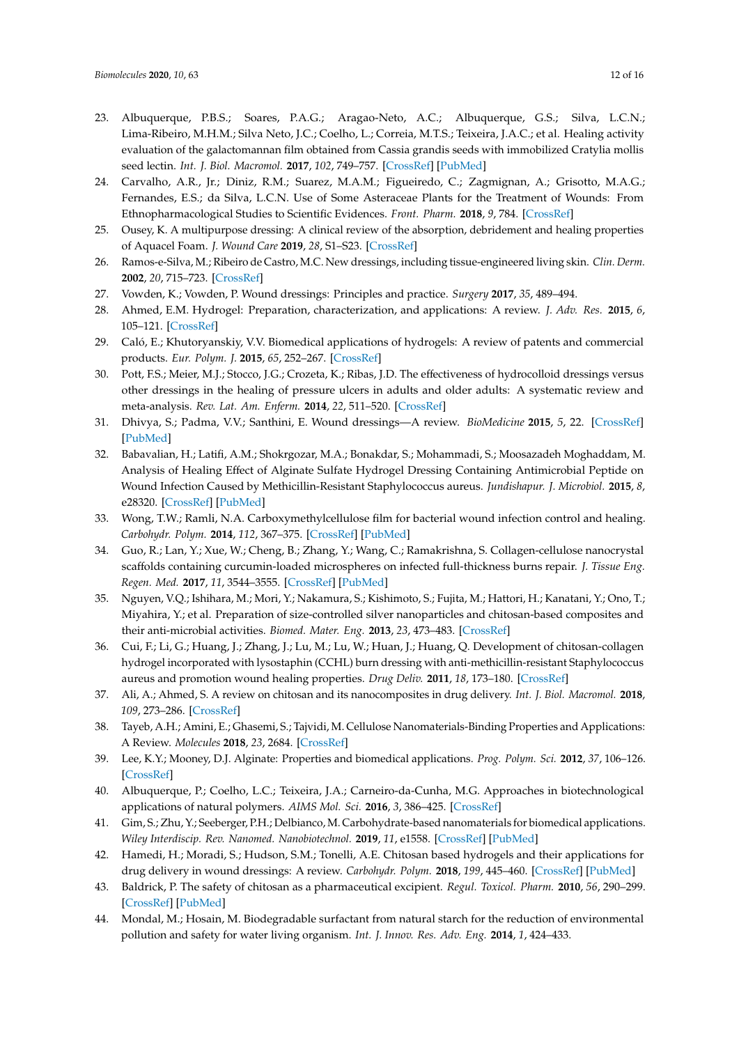23. Albuquerque, P.B.S.; Soares, P.A.G.; Aragao-Neto, A.C.; Albuquerque, G.S.; Silva, L.C.N.; Lima-Ribeiro, M.H.M.; Silva Neto, J.C.; Coelho, L.; Correia, M.T.S.; Teixeira, J.A.C.; et al. Healing activity evaluation of the galactomannan film obtained from Cassia grandis seeds with immobilized Cratylia mollis seed lectin. *Int. J. Biol. Macromol.* **2017**, *102*, 749–757. [CrossRef] [PubMed]
24. Carvalho, A.R., Jr.; Diniz, R.M.; Suarez, M.A.M.; Figueiredo, C.; Zagmignan, A.; Grisotto, M.A.G.; Fernandes, E.S.; da Silva, L.C.N. Use of Some Asteraceae Plants for the Treatment of Wounds: From Ethnopharmacological Studies to Scientific Evidences. *Front. Pharm.* **2018**, *9*, 784. [CrossRef]
25. Ousey, K. A multipurpose dressing: A clinical review of the absorption, debridement and healing properties of Aquacel Foam. *J. Wound Care* **2019**, *28*, S1–S23. [CrossRef]
26. Ramos-e-Silva, M.; Ribeiro de Castro, M.C. New dressings, including tissue-engineered living skin. *Clin. Derm.* **2002**, *20*, 715–723. [CrossRef]
27. Vowden, K.; Vowden, P. Wound dressings: Principles and practice. *Surgery* **2017**, *35*, 489–494.
28. Ahmed, E.M. Hydrogel: Preparation, characterization, and applications: A review. *J. Adv. Res.* **2015**, *6*, 105–121. [CrossRef]
29. Caló, E.; Khutoryanskiy, V.V. Biomedical applications of hydrogels: A review of patents and commercial products. *Eur. Polym. J.* **2015**, *65*, 252–267. [CrossRef]
30. Pott, F.S.; Meier, M.J.; Stocco, J.G.; Crozeta, K.; Ribas, J.D. The effectiveness of hydrocolloid dressings versus other dressings in the healing of pressure ulcers in adults and older adults: A systematic review and meta-analysis. *Rev. Lat. Am. Enferm.* **2014**, *22*, 511–520. [CrossRef]
31. Dhivya, S.; Padma, V.V.; Santhini, E. Wound dressings—A review. *BioMedicine* **2015**, *5*, 22. [CrossRef] [PubMed]
32. Babavalian, H.; Latifi, A.M.; Shokrgozar, M.A.; Bonakdar, S.; Mohammadi, S.; Moosazadeh Moghaddam, M. Analysis of Healing Effect of Alginate Sulfate Hydrogel Dressing Containing Antimicrobial Peptide on Wound Infection Caused by Methicillin-Resistant Staphylococcus aureus. *Jundishapur. J. Microbiol.* **2015**, *8*, e28320. [CrossRef] [PubMed]
33. Wong, T.W.; Ramli, N.A. Carboxymethylcellulose film for bacterial wound infection control and healing. *Carbohydr. Polym.* **2014**, *112*, 367–375. [CrossRef] [PubMed]
34. Guo, R.; Lan, Y.; Xue, W.; Cheng, B.; Zhang, Y.; Wang, C.; Ramakrishna, S. Collagen-cellulose nanocrystal scaffolds containing curcumin-loaded microspheres on infected full-thickness burns repair. *J. Tissue Eng. Regen. Med.* **2017**, *11*, 3544–3555. [CrossRef] [PubMed]
35. Nguyen, V.Q.; Ishihara, M.; Mori, Y.; Nakamura, S.; Kishimoto, S.; Fujita, M.; Hattori, H.; Kanatani, Y.; Ono, T.; Miyahira, Y.; et al. Preparation of size-controlled silver nanoparticles and chitosan-based composites and their anti-microbial activities. *Biomed. Mater. Eng.* **2013**, *23*, 473–483. [CrossRef]
36. Cui, F.; Li, G.; Huang, J.; Zhang, J.; Lu, M.; Lu, W.; Huan, J.; Huang, Q. Development of chitosan-collagen hydrogel incorporated with lysostaphin (CCHL) burn dressing with anti-methicillin-resistant Staphylococcus aureus and promotion wound healing properties. *Drug Deliv.* **2011**, *18*, 173–180. [CrossRef]
37. Ali, A.; Ahmed, S. A review on chitosan and its nanocomposites in drug delivery. *Int. J. Biol. Macromol.* **2018**, *109*, 273–286. [CrossRef]
38. Tayeb, A.H.; Amini, E.; Ghasemi, S.; Tajvidi, M. Cellulose Nanomaterials-Binding Properties and Applications: A Review. *Molecules* **2018**, *23*, 2684. [CrossRef]
39. Lee, K.Y.; Mooney, D.J. Alginate: Properties and biomedical applications. *Prog. Polym. Sci.* **2012**, *37*, 106–126. [CrossRef]
40. Albuquerque, P.; Coelho, L.C.; Teixeira, J.A.; Carneiro-da-Cunha, M.G. Approaches in biotechnological applications of natural polymers. *AIMS Mol. Sci.* **2016**, *3*, 386–425. [CrossRef]
41. Gim, S.; Zhu, Y.; Seeberger, P.H.; Delbianco, M. Carbohydrate-based nanomaterials for biomedical applications. *Wiley Interdiscip. Rev. Nanomed. Nanobiotechnol.* **2019**, *11*, e1558. [CrossRef] [PubMed]
42. Hamedi, H.; Moradi, S.; Hudson, S.M.; Tonelli, A.E. Chitosan based hydrogels and their applications for drug delivery in wound dressings: A review. *Carbohydr. Polym.* **2018**, *199*, 445–460. [CrossRef] [PubMed]
43. Baldrick, P. The safety of chitosan as a pharmaceutical excipient. *Regul. Toxicol. Pharm.* **2010**, *56*, 290–299. [CrossRef] [PubMed]
44. Mondal, M.; Hosain, M. Biodegradable surfactant from natural starch for the reduction of environmental pollution and safety for water living organism. *Int. J. Innov. Res. Adv. Eng.* **2014**, *1*, 424–433.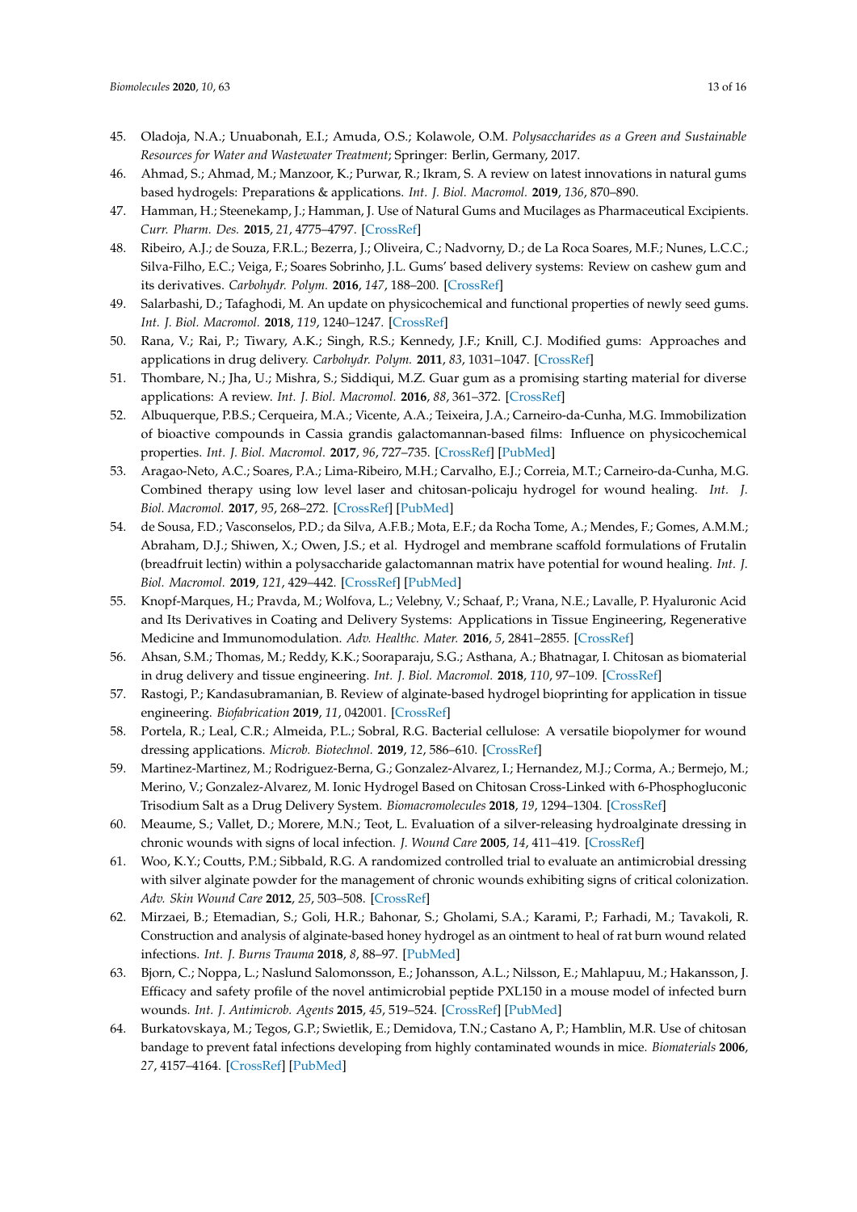45. Oladoja, N.A.; Unuabonah, E.I.; Amuda, O.S.; Kolawole, O.M. *Polysaccharides as a Green and Sustainable Resources for Water and Wastewater Treatment*; Springer: Berlin, Germany, 2017.
46. Ahmad, S.; Ahmad, M.; Manzoor, K.; Purwar, R.; Ikram, S. A review on latest innovations in natural gums based hydrogels: Preparations & applications. *Int. J. Biol. Macromol.* **2019**, *136*, 870–890.
47. Hamman, H.; Steenekamp, J.; Hamman, J. Use of Natural Gums and Mucilages as Pharmaceutical Excipients. *Curr. Pharm. Des.* **2015**, *21*, 4775–4797. [CrossRef]
48. Ribeiro, A.J.; de Souza, F.R.L.; Bezerra, J.; Oliveira, C.; Nadvorny, D.; de La Roca Soares, M.F.; Nunes, L.C.C.; Silva-Filho, E.C.; Veiga, F.; Soares Sobrinho, J.L. Gums' based delivery systems: Review on cashew gum and its derivatives. *Carbohydr. Polym.* **2016**, *147*, 188–200. [CrossRef]
49. Salarbashi, D.; Tafaghodi, M. An update on physicochemical and functional properties of newly seed gums. *Int. J. Biol. Macromol.* **2018**, *119*, 1240–1247. [CrossRef]
50. Rana, V.; Rai, P.; Tiwary, A.K.; Singh, R.S.; Kennedy, J.F.; Knill, C.J. Modified gums: Approaches and applications in drug delivery. *Carbohydr. Polym.* **2011**, *83*, 1031–1047. [CrossRef]
51. Thombare, N.; Jha, U.; Mishra, S.; Siddiqui, M.Z. Guar gum as a promising starting material for diverse applications: A review. *Int. J. Biol. Macromol.* **2016**, *88*, 361–372. [CrossRef]
52. Albuquerque, P.B.S.; Cerqueira, M.A.; Vicente, A.A.; Teixeira, J.A.; Carneiro-da-Cunha, M.G. Immobilization of bioactive compounds in Cassia grandis galactomannan-based films: Influence on physicochemical properties. *Int. J. Biol. Macromol.* **2017**, *96*, 727–735. [CrossRef] [PubMed]
53. Aragao-Neto, A.C.; Soares, P.A.; Lima-Ribeiro, M.H.; Carvalho, E.J.; Correia, M.T.; Carneiro-da-Cunha, M.G. Combined therapy using low level laser and chitosan-policaju hydrogel for wound healing. *Int. J. Biol. Macromol.* **2017**, *95*, 268–272. [CrossRef] [PubMed]
54. de Sousa, F.D.; Vasconselos, P.D.; da Silva, A.F.B.; Mota, E.F.; da Rocha Tome, A.; Mendes, F.; Gomes, A.M.M.; Abraham, D.J.; Shiwen, X.; Owen, J.S.; et al. Hydrogel and membrane scaffold formulations of Frutalin (breadfruit lectin) within a polysaccharide galactomannan matrix have potential for wound healing. *Int. J. Biol. Macromol.* **2019**, *121*, 429–442. [CrossRef] [PubMed]
55. Knopf-Marques, H.; Pravda, M.; Wolfova, L.; Velebny, V.; Schaaf, P.; Vrana, N.E.; Lavalle, P. Hyaluronic Acid and Its Derivatives in Coating and Delivery Systems: Applications in Tissue Engineering, Regenerative Medicine and Immunomodulation. *Adv. Healthc. Mater.* **2016**, *5*, 2841–2855. [CrossRef]
56. Ahsan, S.M.; Thomas, M.; Reddy, K.K.; Sooraparaju, S.G.; Asthana, A.; Bhatnagar, I. Chitosan as biomaterial in drug delivery and tissue engineering. *Int. J. Biol. Macromol.* **2018**, *110*, 97–109. [CrossRef]
57. Rastogi, P.; Kandasubramanian, B. Review of alginate-based hydrogel bioprinting for application in tissue engineering. *Biofabrication* **2019**, *11*, 042001. [CrossRef]
58. Portela, R.; Leal, C.R.; Almeida, P.L.; Sobral, R.G. Bacterial cellulose: A versatile biopolymer for wound dressing applications. *Microb. Biotechnol.* **2019**, *12*, 586–610. [CrossRef]
59. Martinez-Martinez, M.; Rodriguez-Berna, G.; Gonzalez-Alvarez, I.; Hernandez, M.J.; Corma, A.; Bermejo, M.; Merino, V.; Gonzalez-Alvarez, M. Ionic Hydrogel Based on Chitosan Cross-Linked with 6-Phosphogluconic Trisodium Salt as a Drug Delivery System. *Biomacromolecules* **2018**, *19*, 1294–1304. [CrossRef]
60. Meaume, S.; Vallet, D.; Morere, M.N.; Teot, L. Evaluation of a silver-releasing hydroalginate dressing in chronic wounds with signs of local infection. *J. Wound Care* **2005**, *14*, 411–419. [CrossRef]
61. Woo, K.Y.; Coutts, P.M.; Sibbald, R.G. A randomized controlled trial to evaluate an antimicrobial dressing with silver alginate powder for the management of chronic wounds exhibiting signs of critical colonization. *Adv. Skin Wound Care* **2012**, *25*, 503–508. [CrossRef]
62. Mirzaei, B.; Etemadian, S.; Goli, H.R.; Bahonar, S.; Gholami, S.A.; Karami, P.; Farhadi, M.; Tavakoli, R. Construction and analysis of alginate-based honey hydrogel as an ointment to heal of rat burn wound related infections. *Int. J. Burns Trauma* **2018**, *8*, 88–97. [PubMed]
63. Bjorn, C.; Noppa, L.; Naslund Salomonsson, E.; Johansson, A.L.; Nilsson, E.; Mahlapuu, M.; Hakansson, J. Efficacy and safety profile of the novel antimicrobial peptide PXL150 in a mouse model of infected burn wounds. *Int. J. Antimicrob. Agents* **2015**, *45*, 519–524. [CrossRef] [PubMed]
64. Burkatovskaya, M.; Tegos, G.P.; Swietlik, E.; Demidova, T.N.; Castano A, P.; Hamblin, M.R. Use of chitosan bandage to prevent fatal infections developing from highly contaminated wounds in mice. *Biomaterials* **2006**, *27*, 4157–4164. [CrossRef] [PubMed]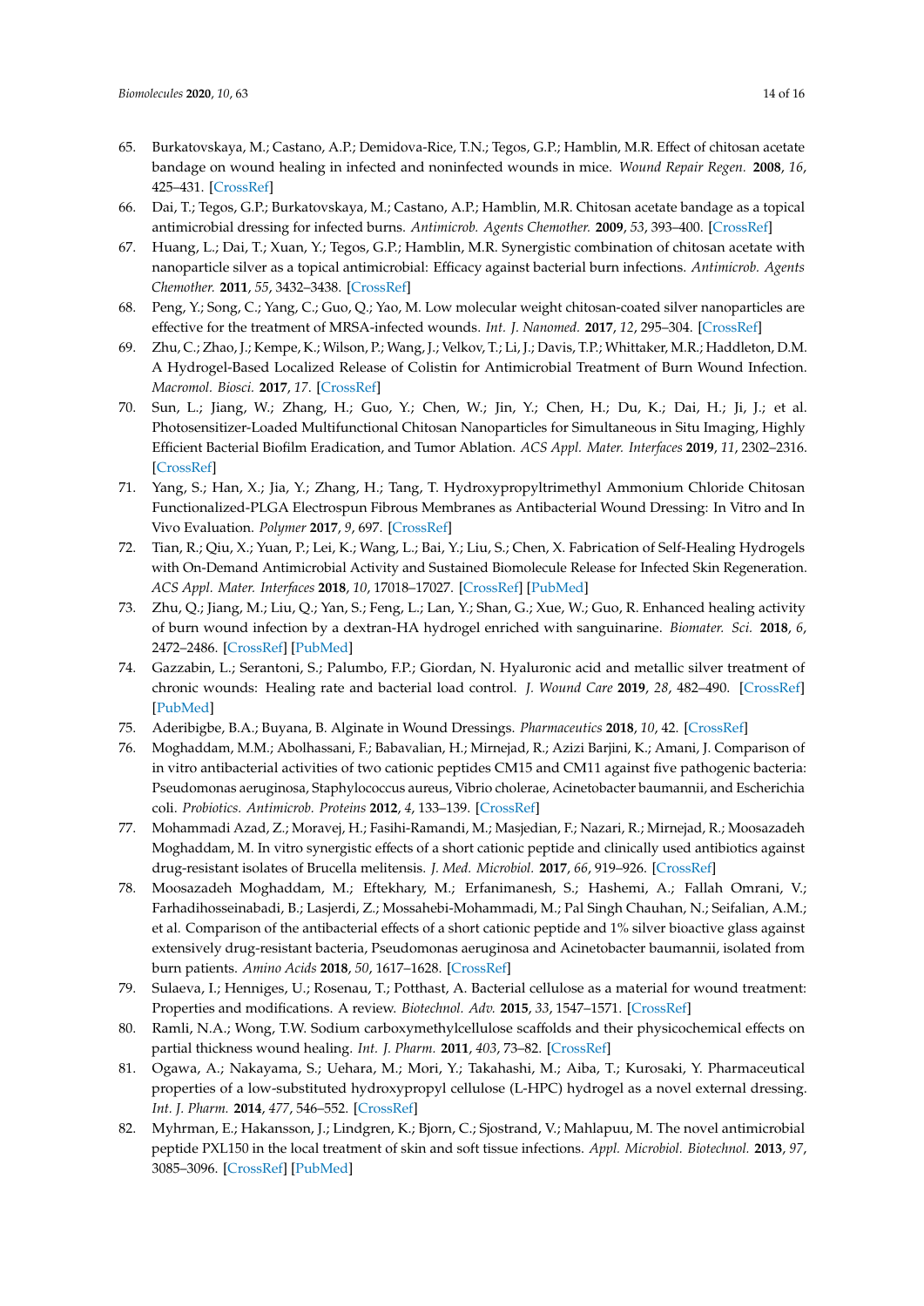65. Burkatovskaya, M.; Castano, A.P.; Demidova-Rice, T.N.; Tegos, G.P.; Hamblin, M.R. Effect of chitosan acetate bandage on wound healing in infected and noninfected wounds in mice. *Wound Repair Regen.* **2008**, *16*, 425–431. [CrossRef]
66. Dai, T.; Tegos, G.P.; Burkatovskaya, M.; Castano, A.P.; Hamblin, M.R. Chitosan acetate bandage as a topical antimicrobial dressing for infected burns. *Antimicrob. Agents Chemother.* **2009**, *53*, 393–400. [CrossRef]
67. Huang, L.; Dai, T.; Xuan, Y.; Tegos, G.P.; Hamblin, M.R. Synergistic combination of chitosan acetate with nanoparticle silver as a topical antimicrobial: Efficacy against bacterial burn infections. *Antimicrob. Agents Chemother.* **2011**, *55*, 3432–3438. [CrossRef]
68. Peng, Y.; Song, C.; Yang, C.; Guo, Q.; Yao, M. Low molecular weight chitosan-coated silver nanoparticles are effective for the treatment of MRSA-infected wounds. *Int. J. Nanomed.* **2017**, *12*, 295–304. [CrossRef]
69. Zhu, C.; Zhao, J.; Kempe, K.; Wilson, P.; Wang, J.; Velkov, T.; Li, J.; Davis, T.P.; Whittaker, M.R.; Haddleton, D.M. A Hydrogel-Based Localized Release of Colistin for Antimicrobial Treatment of Burn Wound Infection. *Macromol. Biosci.* **2017**, *17*. [CrossRef]
70. Sun, L.; Jiang, W.; Zhang, H.; Guo, Y.; Chen, W.; Jin, Y.; Chen, H.; Du, K.; Dai, H.; Ji, J.; et al. Photosensitizer-Loaded Multifunctional Chitosan Nanoparticles for Simultaneous in Situ Imaging, Highly Efficient Bacterial Biofilm Eradication, and Tumor Ablation. *ACS Appl. Mater. Interfaces* **2019**, *11*, 2302–2316. [CrossRef]
71. Yang, S.; Han, X.; Jia, Y.; Zhang, H.; Tang, T. Hydroxypropyltrimethyl Ammonium Chloride Chitosan Functionalized-PLGA Electrospun Fibrous Membranes as Antibacterial Wound Dressing: In Vitro and In Vivo Evaluation. *Polymer* **2017**, *9*, 697. [CrossRef]
72. Tian, R.; Qiu, X.; Yuan, P.; Lei, K.; Wang, L.; Bai, Y.; Liu, S.; Chen, X. Fabrication of Self-Healing Hydrogels with On-Demand Antimicrobial Activity and Sustained Biomolecule Release for Infected Skin Regeneration. *ACS Appl. Mater. Interfaces* **2018**, *10*, 17018–17027. [CrossRef] [PubMed]
73. Zhu, Q.; Jiang, M.; Liu, Q.; Yan, S.; Feng, L.; Lan, Y.; Shan, G.; Xue, W.; Guo, R. Enhanced healing activity of burn wound infection by a dextran-HA hydrogel enriched with sanguinarine. *Biomater. Sci.* **2018**, *6*, 2472–2486. [CrossRef] [PubMed]
74. Gazzabin, L.; Serantoni, S.; Palumbo, F.P.; Giordan, N. Hyaluronic acid and metallic silver treatment of chronic wounds: Healing rate and bacterial load control. *J. Wound Care* **2019**, *28*, 482–490. [CrossRef] [PubMed]
75. Aderibigbe, B.A.; Buyana, B. Alginate in Wound Dressings. *Pharmaceutics* **2018**, *10*, 42. [CrossRef]
76. Moghaddam, M.M.; Abolhassani, F.; Babavalian, H.; Mirnejad, R.; Azizi Barjini, K.; Amani, J. Comparison of in vitro antibacterial activities of two cationic peptides CM15 and CM11 against five pathogenic bacteria: Pseudomonas aeruginosa, Staphylococcus aureus, Vibrio cholerae, Acinetobacter baumannii, and Escherichia coli. *Probiotics. Antimicrob. Proteins* **2012**, *4*, 133–139. [CrossRef]
77. Mohammadi Azad, Z.; Moravej, H.; Fasihi-Ramandi, M.; Masjedian, F.; Nazari, R.; Mirnejad, R.; Moosazadeh Moghaddam, M. In vitro synergistic effects of a short cationic peptide and clinically used antibiotics against drug-resistant isolates of Brucella melitensis. *J. Med. Microbiol.* **2017**, *66*, 919–926. [CrossRef]
78. Moosazadeh Moghaddam, M.; Eftekhary, M.; Erfanimanesh, S.; Hashemi, A.; Fallah Omrani, V.; Farhadihosseinabadi, B.; Lasjerdi, Z.; Mossahebi-Mohammadi, M.; Pal Singh Chauhan, N.; Seifalian, A.M.; et al. Comparison of the antibacterial effects of a short cationic peptide and 1% silver bioactive glass against extensively drug-resistant bacteria, Pseudomonas aeruginosa and Acinetobacter baumannii, isolated from burn patients. *Amino Acids* **2018**, *50*, 1617–1628. [CrossRef]
79. Sulaeva, I.; Henniges, U.; Rosenau, T.; Potthast, A. Bacterial cellulose as a material for wound treatment: Properties and modifications. A review. *Biotechnol. Adv.* **2015**, *33*, 1547–1571. [CrossRef]
80. Ramli, N.A.; Wong, T.W. Sodium carboxymethylcellulose scaffolds and their physicochemical effects on partial thickness wound healing. *Int. J. Pharm.* **2011**, *403*, 73–82. [CrossRef]
81. Ogawa, A.; Nakayama, S.; Uehara, M.; Mori, Y.; Takahashi, M.; Aiba, T.; Kurosaki, Y. Pharmaceutical properties of a low-substituted hydroxypropyl cellulose (L-HPC) hydrogel as a novel external dressing. *Int. J. Pharm.* **2014**, *477*, 546–552. [CrossRef]
82. Myhrman, E.; Hakansson, J.; Lindgren, K.; Bjorn, C.; Sjostrand, V.; Mahlapuu, M. The novel antimicrobial peptide PXL150 in the local treatment of skin and soft tissue infections. *Appl. Microbiol. Biotechnol.* **2013**, *97*, 3085–3096. [CrossRef] [PubMed]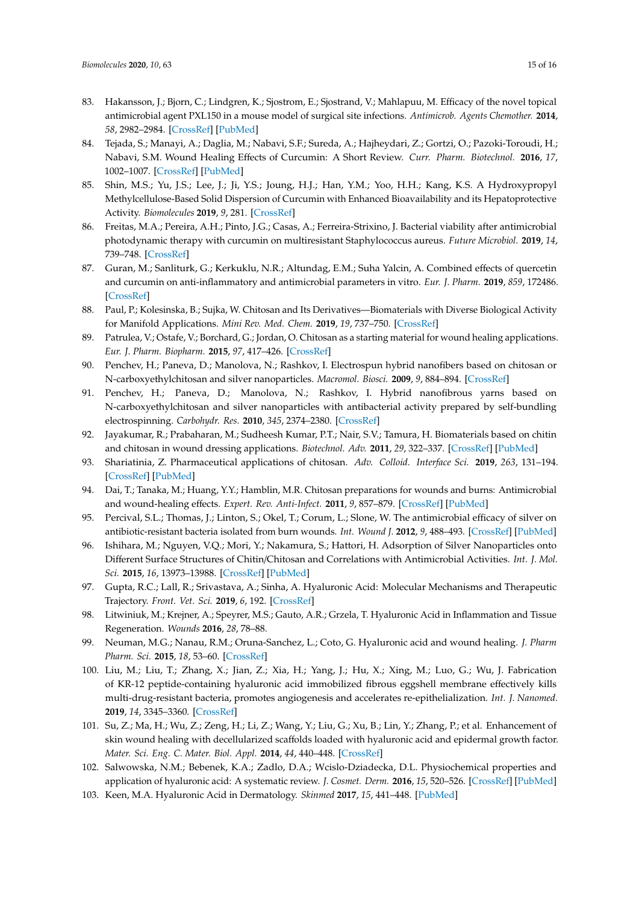83. Hakansson, J.; Bjorn, C.; Lindgren, K.; Sjostrom, E.; Sjostrand, V.; Mahlapuu, M. Efficacy of the novel topical antimicrobial agent PXL150 in a mouse model of surgical site infections. *Antimicrob. Agents Chemother.* **2014**, *58*, 2982–2984. [CrossRef] [PubMed]
84. Tejada, S.; Manayi, A.; Daglia, M.; Nabavi, S.F.; Sureda, A.; Hajheydari, Z.; Gortzi, O.; Pazoki-Toroudi, H.; Nabavi, S.M. Wound Healing Effects of Curcumin: A Short Review. *Curr. Pharm. Biotechnol.* **2016**, *17*, 1002–1007. [CrossRef] [PubMed]
85. Shin, M.S.; Yu, J.S.; Lee, J.; Ji, Y.S.; Joung, H.J.; Han, Y.M.; Yoo, H.H.; Kang, K.S. A Hydroxypropyl Methylcellulose-Based Solid Dispersion of Curcumin with Enhanced Bioavailability and its Hepatoprotective Activity. *Biomolecules* **2019**, *9*, 281. [CrossRef]
86. Freitas, M.A.; Pereira, A.H.; Pinto, J.G.; Casas, A.; Ferreira-Strixino, J. Bacterial viability after antimicrobial photodynamic therapy with curcumin on multiresistant Staphylococcus aureus. *Future Microbiol.* **2019**, *14*, 739–748. [CrossRef]
87. Guran, M.; Sanliturk, G.; Kerkuklu, N.R.; Altundag, E.M.; Suha Yalcin, A. Combined effects of quercetin and curcumin on anti-inflammatory and antimicrobial parameters in vitro. *Eur. J. Pharm.* **2019**, *859*, 172486. [CrossRef]
88. Paul, P.; Kolesinska, B.; Sujka, W. Chitosan and Its Derivatives—Biomaterials with Diverse Biological Activity for Manifold Applications. *Mini Rev. Med. Chem.* **2019**, *19*, 737–750. [CrossRef]
89. Patrulea, V.; Ostafe, V.; Borchard, G.; Jordan, O. Chitosan as a starting material for wound healing applications. *Eur. J. Pharm. Biopharm.* **2015**, *97*, 417–426. [CrossRef]
90. Penchev, H.; Paneva, D.; Manolova, N.; Rashkov, I. Electrospun hybrid nanofibers based on chitosan or N-carboxyethylchitosan and silver nanoparticles. *Macromol. Biosci.* **2009**, *9*, 884–894. [CrossRef]
91. Penchev, H.; Paneva, D.; Manolova, N.; Rashkov, I. Hybrid nanofibrous yarns based on N-carboxyethylchitosan and silver nanoparticles with antibacterial activity prepared by self-bundling electrospinning. *Carbohydr. Res.* **2010**, *345*, 2374–2380. [CrossRef]
92. Jayakumar, R.; Prabaharan, M.; Sudheesh Kumar, P.T.; Nair, S.V.; Tamura, H. Biomaterials based on chitin and chitosan in wound dressing applications. *Biotechnol. Adv.* **2011**, *29*, 322–337. [CrossRef] [PubMed]
93. Shariatinia, Z. Pharmaceutical applications of chitosan. *Adv. Colloid. Interface Sci.* **2019**, *263*, 131–194. [CrossRef] [PubMed]
94. Dai, T.; Tanaka, M.; Huang, Y.Y.; Hamblin, M.R. Chitosan preparations for wounds and burns: Antimicrobial and wound-healing effects. *Expert. Rev. Anti-Infect.* **2011**, *9*, 857–879. [CrossRef] [PubMed]
95. Percival, S.L.; Thomas, J.; Linton, S.; Okel, T.; Corum, L.; Slone, W. The antimicrobial efficacy of silver on antibiotic-resistant bacteria isolated from burn wounds. *Int. Wound J.* **2012**, *9*, 488–493. [CrossRef] [PubMed]
96. Ishihara, M.; Nguyen, V.Q.; Mori, Y.; Nakamura, S.; Hattori, H. Adsorption of Silver Nanoparticles onto Different Surface Structures of Chitin/Chitosan and Correlations with Antimicrobial Activities. *Int. J. Mol. Sci.* **2015**, *16*, 13973–13988. [CrossRef] [PubMed]
97. Gupta, R.C.; Lall, R.; Srivastava, A.; Sinha, A. Hyaluronic Acid: Molecular Mechanisms and Therapeutic Trajectory. *Front. Vet. Sci.* **2019**, *6*, 192. [CrossRef]
98. Litwiniuk, M.; Krejner, A.; Speyrer, M.S.; Gauto, A.R.; Grzela, T. Hyaluronic Acid in Inflammation and Tissue Regeneration. *Wounds* **2016**, *28*, 78–88.
99. Neuman, M.G.; Nanau, R.M.; Oruna-Sanchez, L.; Coto, G. Hyaluronic acid and wound healing. *J. Pharm Pharm. Sci.* **2015**, *18*, 53–60. [CrossRef]
100. Liu, M.; Liu, T.; Zhang, X.; Jian, Z.; Xia, H.; Yang, J.; Hu, X.; Xing, M.; Luo, G.; Wu, J. Fabrication of KR-12 peptide-containing hyaluronic acid immobilized fibrous eggshell membrane effectively kills multi-drug-resistant bacteria, promotes angiogenesis and accelerates re-epithelialization. *Int. J. Nanomed.* **2019**, *14*, 3345–3360. [CrossRef]
101. Su, Z.; Ma, H.; Wu, Z.; Zeng, H.; Li, Z.; Wang, Y.; Liu, G.; Xu, B.; Lin, Y.; Zhang, P.; et al. Enhancement of skin wound healing with decellularized scaffolds loaded with hyaluronic acid and epidermal growth factor. *Mater. Sci. Eng. C. Mater. Biol. Appl.* **2014**, *44*, 440–448. [CrossRef]
102. Salwowska, N.M.; Bebenek, K.A.; Zadlo, D.A.; Wcislo-Dziadecka, D.L. Physiochemical properties and application of hyaluronic acid: A systematic review. *J. Cosmet. Derm.* **2016**, *15*, 520–526. [CrossRef] [PubMed]
103. Keen, M.A. Hyaluronic Acid in Dermatology. *Skinmed* **2017**, *15*, 441–448. [PubMed]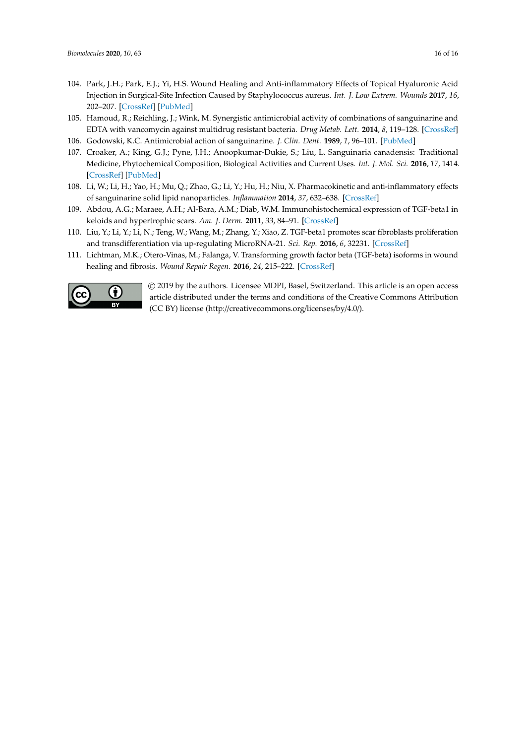104. Park, J.H.; Park, E.J.; Yi, H.S. Wound Healing and Anti-inflammatory Effects of Topical Hyaluronic Acid Injection in Surgical-Site Infection Caused by Staphylococcus aureus. *Int. J. Low Extrem. Wounds* **2017**, *16*, 202–207. [CrossRef] [PubMed]
105. Hamoud, R.; Reichling, J.; Wink, M. Synergistic antimicrobial activity of combinations of sanguinarine and EDTA with vancomycin against multidrug resistant bacteria. *Drug Metab. Lett.* **2014**, *8*, 119–128. [CrossRef]
106. Godowski, K.C. Antimicrobial action of sanguinarine. *J. Clin. Dent.* **1989**, *1*, 96–101. [PubMed]
107. Croaker, A.; King, G.J.; Pyne, J.H.; Anoopkumar-Dukie, S.; Liu, L. Sanguinaria canadensis: Traditional Medicine, Phytochemical Composition, Biological Activities and Current Uses. *Int. J. Mol. Sci.* **2016**, *17*, 1414. [CrossRef] [PubMed]
108. Li, W.; Li, H.; Yao, H.; Mu, Q.; Zhao, G.; Li, Y.; Hu, H.; Niu, X. Pharmacokinetic and anti-inflammatory effects of sanguinarine solid lipid nanoparticles. *Inflammation* **2014**, *37*, 632–638. [CrossRef]
109. Abdou, A.G.; Maraee, A.H.; Al-Bara, A.M.; Diab, W.M. Immunohistochemical expression of TGF-beta1 in keloids and hypertrophic scars. *Am. J. Derm.* **2011**, *33*, 84–91. [CrossRef]
110. Liu, Y.; Li, Y.; Li, N.; Teng, W.; Wang, M.; Zhang, Y.; Xiao, Z. TGF-beta1 promotes scar fibroblasts proliferation and transdifferentiation via up-regulating MicroRNA-21. *Sci. Rep.* **2016**, *6*, 32231. [CrossRef]
111. Lichtman, M.K.; Otero-Vinas, M.; Falanga, V. Transforming growth factor beta (TGF-beta) isoforms in wound healing and fibrosis. *Wound Repair Regen.* **2016**, *24*, 215–222. [CrossRef]

© 2019 by the authors. Licensee MDPI, Basel, Switzerland. This article is an open access article distributed under the terms and conditions of the Creative Commons Attribution (CC BY) license (http://creativecommons.org/licenses/by/4.0/).